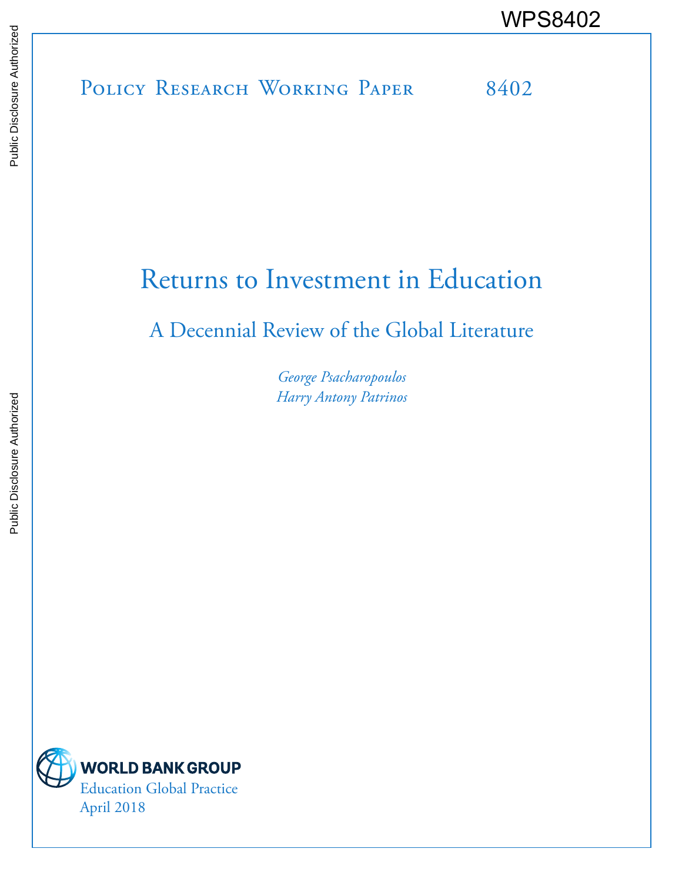WPS8402

Policy Research Working Paper 8402

# Returns to Investment in Education

## A Decennial Review of the Global Literature

*George Psacharopoulos*
*Harry Antony Patrinos*

WORLD BANK GROUP
Education Global Practice
April 2018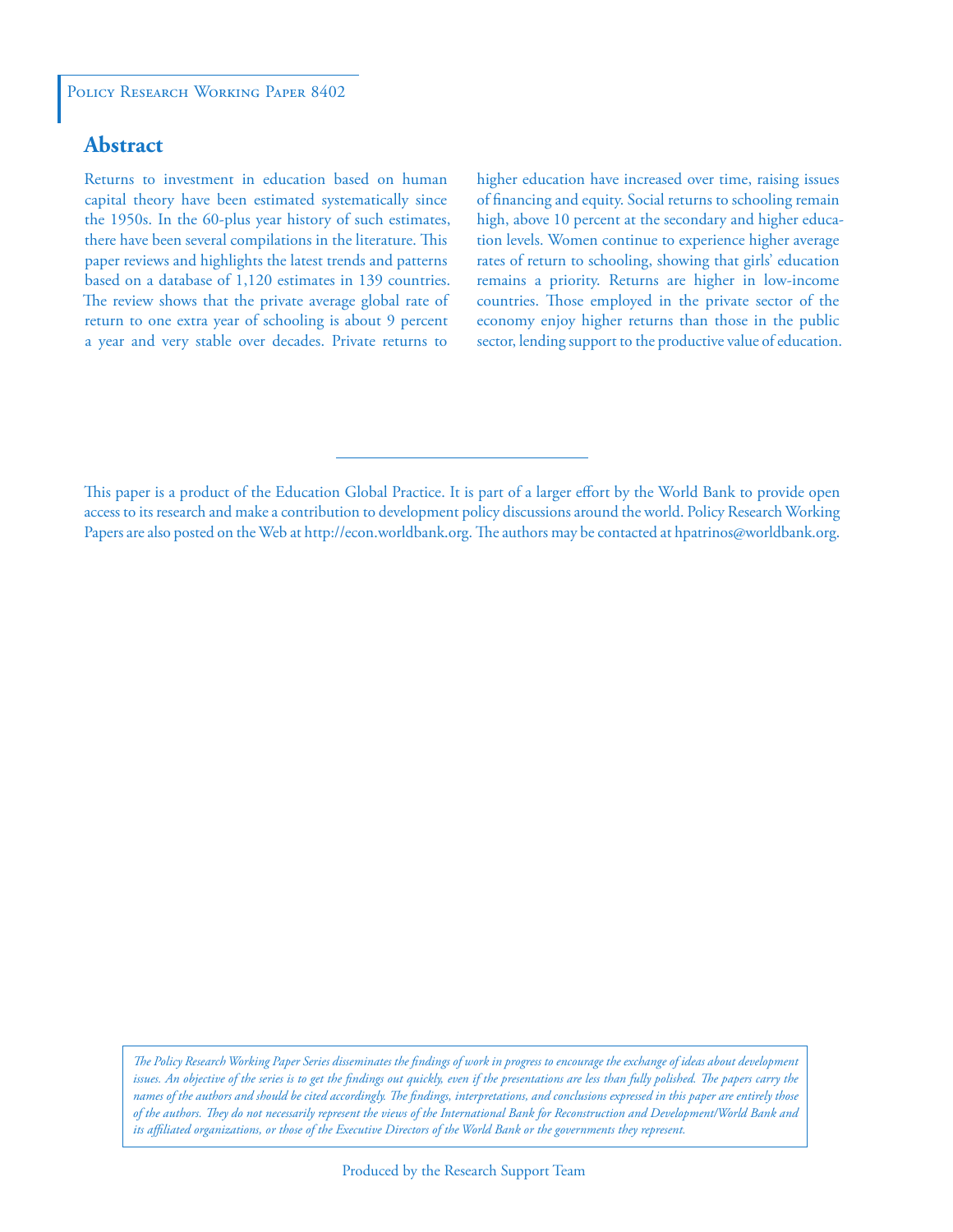Policy Research Working Paper 8402

## Abstract

Returns to investment in education based on human capital theory have been estimated systematically since the 1950s. In the 60-plus year history of such estimates, there have been several compilations in the literature. This paper reviews and highlights the latest trends and patterns based on a database of 1,120 estimates in 139 countries. The review shows that the private average global rate of return to one extra year of schooling is about 9 percent a year and very stable over decades. Private returns to higher education have increased over time, raising issues of financing and equity. Social returns to schooling remain high, above 10 percent at the secondary and higher education levels. Women continue to experience higher average rates of return to schooling, showing that girls' education remains a priority. Returns are higher in low-income countries. Those employed in the private sector of the economy enjoy higher returns than those in the public sector, lending support to the productive value of education.

This paper is a product of the Education Global Practice. It is part of a larger effort by the World Bank to provide open access to its research and make a contribution to development policy discussions around the world. Policy Research Working Papers are also posted on the Web at http://econ.worldbank.org. The authors may be contacted at hpatrinos@worldbank.org.

*The Policy Research Working Paper Series disseminates the findings of work in progress to encourage the exchange of ideas about development issues. An objective of the series is to get the findings out quickly, even if the presentations are less than fully polished. The papers carry the names of the authors and should be cited accordingly. The findings, interpretations, and conclusions expressed in this paper are entirely those of the authors. They do not necessarily represent the views of the International Bank for Reconstruction and Development/World Bank and its affiliated organizations, or those of the Executive Directors of the World Bank or the governments they represent.*

Produced by the Research Support Team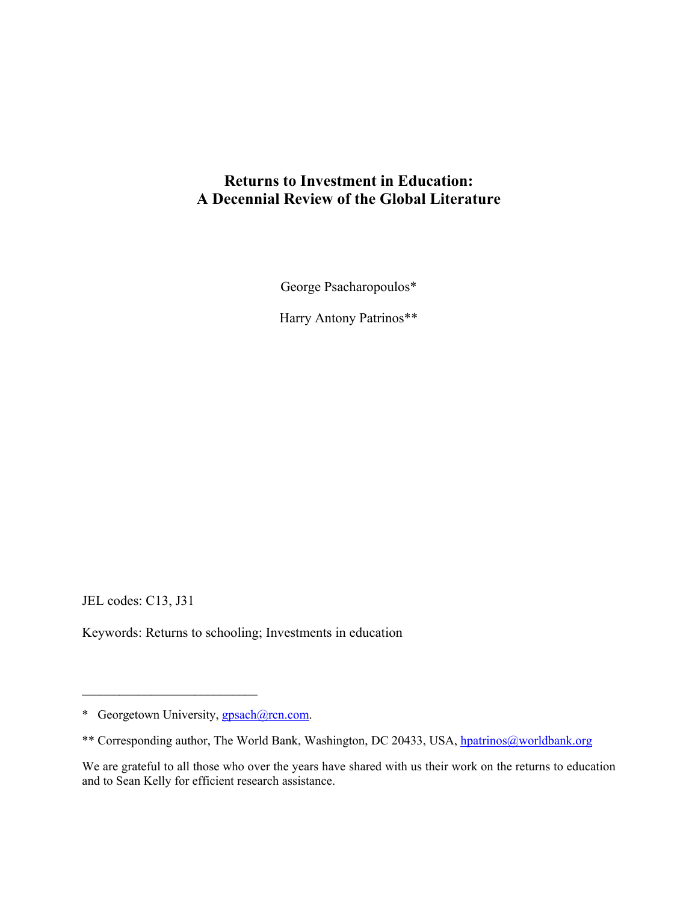# Returns to Investment in Education: A Decennial Review of the Global Literature

George Psacharopoulos*

Harry Antony Patrinos**

JEL codes: C13, J31

Keywords: Returns to schooling; Investments in education

---

\* Georgetown University, gpsach@rcn.com.

\*\* Corresponding author, The World Bank, Washington, DC 20433, USA, hpatrinos@worldbank.org

We are grateful to all those who over the years have shared with us their work on the returns to education and to Sean Kelly for efficient research assistance.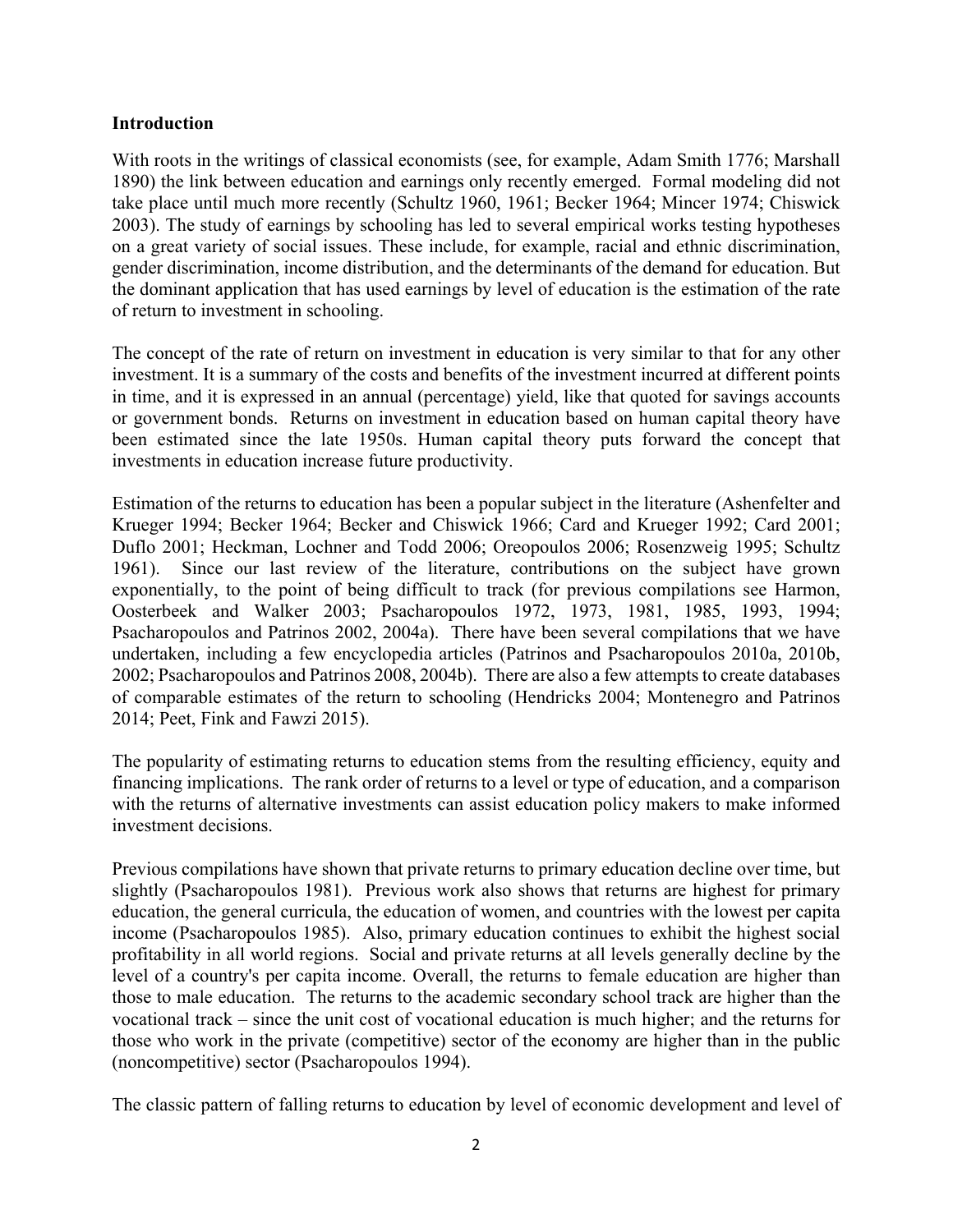## Introduction

With roots in the writings of classical economists (see, for example, Adam Smith 1776; Marshall 1890) the link between education and earnings only recently emerged. Formal modeling did not take place until much more recently (Schultz 1960, 1961; Becker 1964; Mincer 1974; Chiswick 2003). The study of earnings by schooling has led to several empirical works testing hypotheses on a great variety of social issues. These include, for example, racial and ethnic discrimination, gender discrimination, income distribution, and the determinants of the demand for education. But the dominant application that has used earnings by level of education is the estimation of the rate of return to investment in schooling.

The concept of the rate of return on investment in education is very similar to that for any other investment. It is a summary of the costs and benefits of the investment incurred at different points in time, and it is expressed in an annual (percentage) yield, like that quoted for savings accounts or government bonds. Returns on investment in education based on human capital theory have been estimated since the late 1950s. Human capital theory puts forward the concept that investments in education increase future productivity.

Estimation of the returns to education has been a popular subject in the literature (Ashenfelter and Krueger 1994; Becker 1964; Becker and Chiswick 1966; Card and Krueger 1992; Card 2001; Duflo 2001; Heckman, Lochner and Todd 2006; Oreopoulos 2006; Rosenzweig 1995; Schultz 1961). Since our last review of the literature, contributions on the subject have grown exponentially, to the point of being difficult to track (for previous compilations see Harmon, Oosterbeek and Walker 2003; Psacharopoulos 1972, 1973, 1981, 1985, 1993, 1994; Psacharopoulos and Patrinos 2002, 2004a). There have been several compilations that we have undertaken, including a few encyclopedia articles (Patrinos and Psacharopoulos 2010a, 2010b, 2002; Psacharopoulos and Patrinos 2008, 2004b). There are also a few attempts to create databases of comparable estimates of the return to schooling (Hendricks 2004; Montenegro and Patrinos 2014; Peet, Fink and Fawzi 2015).

The popularity of estimating returns to education stems from the resulting efficiency, equity and financing implications. The rank order of returns to a level or type of education, and a comparison with the returns of alternative investments can assist education policy makers to make informed investment decisions.

Previous compilations have shown that private returns to primary education decline over time, but slightly (Psacharopoulos 1981). Previous work also shows that returns are highest for primary education, the general curricula, the education of women, and countries with the lowest per capita income (Psacharopoulos 1985). Also, primary education continues to exhibit the highest social profitability in all world regions. Social and private returns at all levels generally decline by the level of a country's per capita income. Overall, the returns to female education are higher than those to male education. The returns to the academic secondary school track are higher than the vocational track – since the unit cost of vocational education is much higher; and the returns for those who work in the private (competitive) sector of the economy are higher than in the public (noncompetitive) sector (Psacharopoulos 1994).

The classic pattern of falling returns to education by level of economic development and level of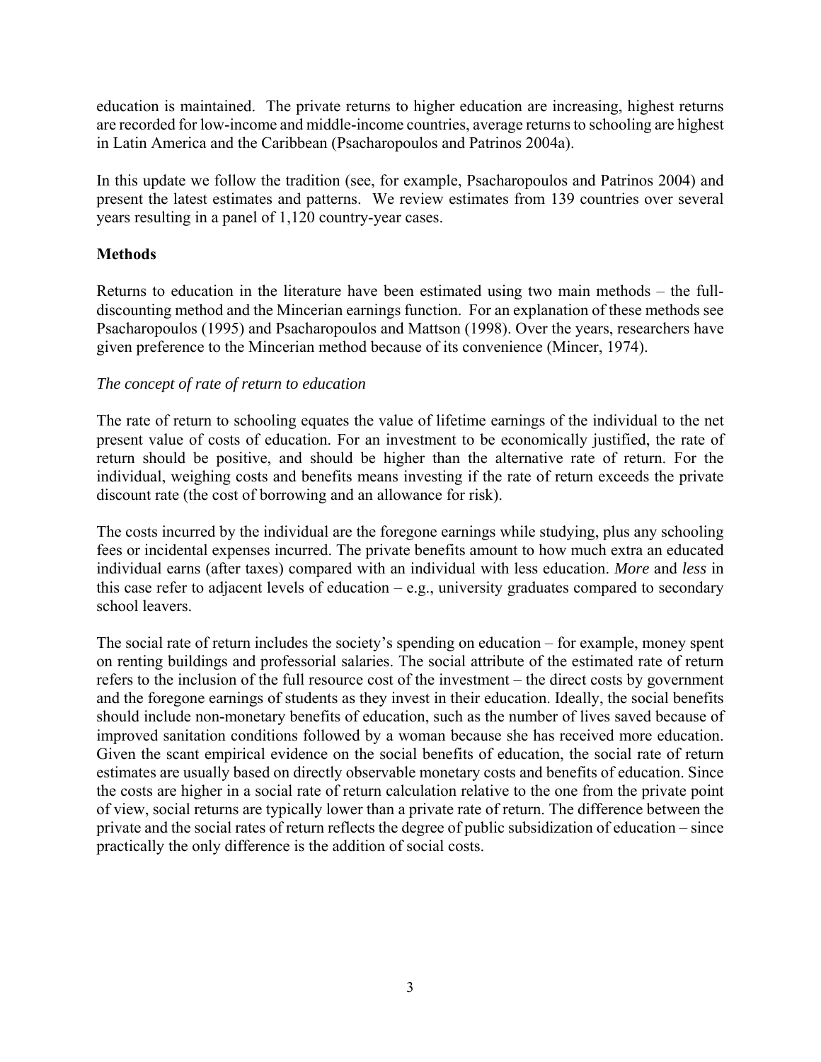education is maintained. The private returns to higher education are increasing, highest returns are recorded for low-income and middle-income countries, average returns to schooling are highest in Latin America and the Caribbean (Psacharopoulos and Patrinos 2004a).

In this update we follow the tradition (see, for example, Psacharopoulos and Patrinos 2004) and present the latest estimates and patterns. We review estimates from 139 countries over several years resulting in a panel of 1,120 country-year cases.

**Methods**

Returns to education in the literature have been estimated using two main methods – the full-discounting method and the Mincerian earnings function. For an explanation of these methods see Psacharopoulos (1995) and Psacharopoulos and Mattson (1998). Over the years, researchers have given preference to the Mincerian method because of its convenience (Mincer, 1974).

*The concept of rate of return to education*

The rate of return to schooling equates the value of lifetime earnings of the individual to the net present value of costs of education. For an investment to be economically justified, the rate of return should be positive, and should be higher than the alternative rate of return. For the individual, weighing costs and benefits means investing if the rate of return exceeds the private discount rate (the cost of borrowing and an allowance for risk).

The costs incurred by the individual are the foregone earnings while studying, plus any schooling fees or incidental expenses incurred. The private benefits amount to how much extra an educated individual earns (after taxes) compared with an individual with less education. *More* and *less* in this case refer to adjacent levels of education – e.g., university graduates compared to secondary school leavers.

The social rate of return includes the society's spending on education – for example, money spent on renting buildings and professorial salaries. The social attribute of the estimated rate of return refers to the inclusion of the full resource cost of the investment – the direct costs by government and the foregone earnings of students as they invest in their education. Ideally, the social benefits should include non-monetary benefits of education, such as the number of lives saved because of improved sanitation conditions followed by a woman because she has received more education. Given the scant empirical evidence on the social benefits of education, the social rate of return estimates are usually based on directly observable monetary costs and benefits of education. Since the costs are higher in a social rate of return calculation relative to the one from the private point of view, social returns are typically lower than a private rate of return. The difference between the private and the social rates of return reflects the degree of public subsidization of education – since practically the only difference is the addition of social costs.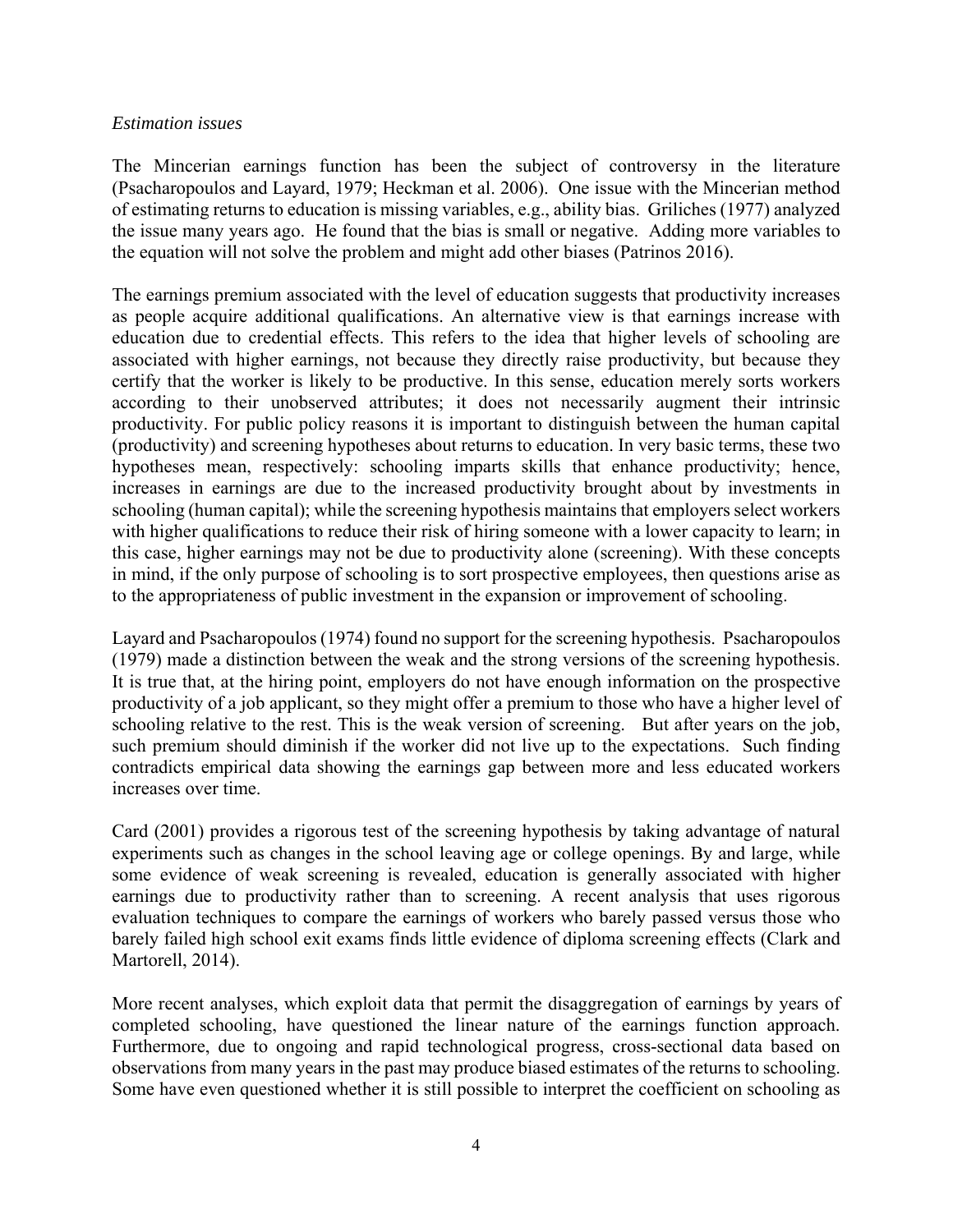*Estimation issues*

The Mincerian earnings function has been the subject of controversy in the literature (Psacharopoulos and Layard, 1979; Heckman et al. 2006). One issue with the Mincerian method of estimating returns to education is missing variables, e.g., ability bias. Griliches (1977) analyzed the issue many years ago. He found that the bias is small or negative. Adding more variables to the equation will not solve the problem and might add other biases (Patrinos 2016).

The earnings premium associated with the level of education suggests that productivity increases as people acquire additional qualifications. An alternative view is that earnings increase with education due to credential effects. This refers to the idea that higher levels of schooling are associated with higher earnings, not because they directly raise productivity, but because they certify that the worker is likely to be productive. In this sense, education merely sorts workers according to their unobserved attributes; it does not necessarily augment their intrinsic productivity. For public policy reasons it is important to distinguish between the human capital (productivity) and screening hypotheses about returns to education. In very basic terms, these two hypotheses mean, respectively: schooling imparts skills that enhance productivity; hence, increases in earnings are due to the increased productivity brought about by investments in schooling (human capital); while the screening hypothesis maintains that employers select workers with higher qualifications to reduce their risk of hiring someone with a lower capacity to learn; in this case, higher earnings may not be due to productivity alone (screening). With these concepts in mind, if the only purpose of schooling is to sort prospective employees, then questions arise as to the appropriateness of public investment in the expansion or improvement of schooling.

Layard and Psacharopoulos (1974) found no support for the screening hypothesis. Psacharopoulos (1979) made a distinction between the weak and the strong versions of the screening hypothesis. It is true that, at the hiring point, employers do not have enough information on the prospective productivity of a job applicant, so they might offer a premium to those who have a higher level of schooling relative to the rest. This is the weak version of screening. But after years on the job, such premium should diminish if the worker did not live up to the expectations. Such finding contradicts empirical data showing the earnings gap between more and less educated workers increases over time.

Card (2001) provides a rigorous test of the screening hypothesis by taking advantage of natural experiments such as changes in the school leaving age or college openings. By and large, while some evidence of weak screening is revealed, education is generally associated with higher earnings due to productivity rather than to screening. A recent analysis that uses rigorous evaluation techniques to compare the earnings of workers who barely passed versus those who barely failed high school exit exams finds little evidence of diploma screening effects (Clark and Martorell, 2014).

More recent analyses, which exploit data that permit the disaggregation of earnings by years of completed schooling, have questioned the linear nature of the earnings function approach. Furthermore, due to ongoing and rapid technological progress, cross-sectional data based on observations from many years in the past may produce biased estimates of the returns to schooling. Some have even questioned whether it is still possible to interpret the coefficient on schooling as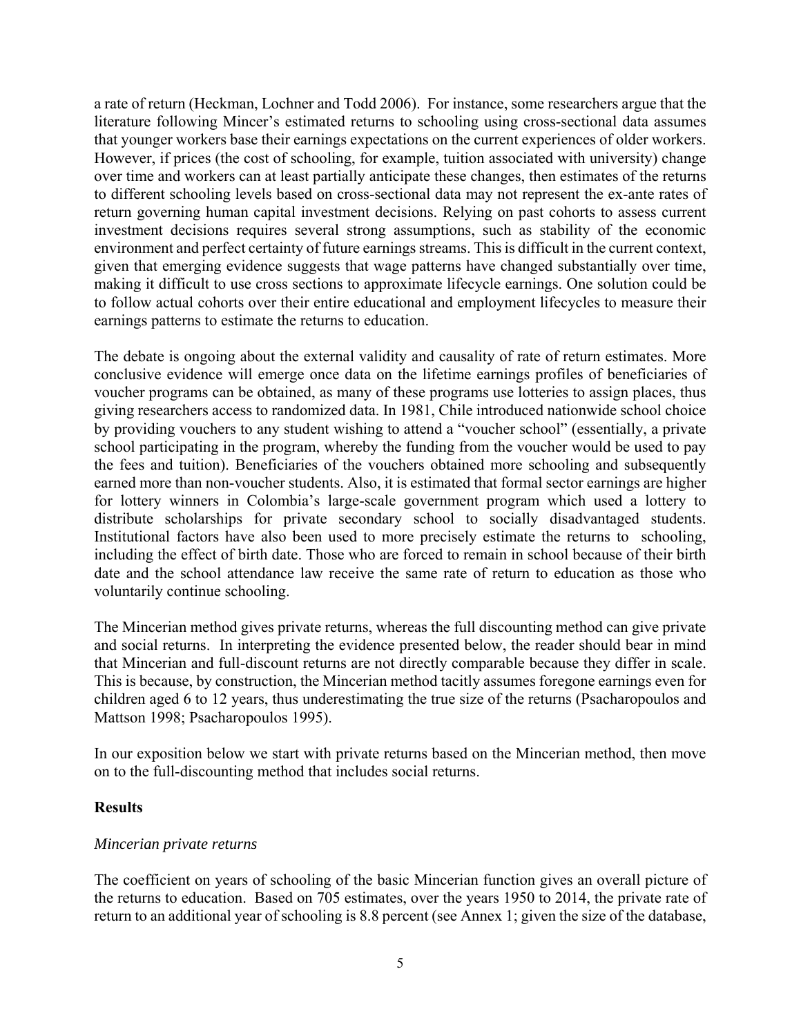a rate of return (Heckman, Lochner and Todd 2006). For instance, some researchers argue that the literature following Mincer's estimated returns to schooling using cross-sectional data assumes that younger workers base their earnings expectations on the current experiences of older workers. However, if prices (the cost of schooling, for example, tuition associated with university) change over time and workers can at least partially anticipate these changes, then estimates of the returns to different schooling levels based on cross-sectional data may not represent the ex-ante rates of return governing human capital investment decisions. Relying on past cohorts to assess current investment decisions requires several strong assumptions, such as stability of the economic environment and perfect certainty of future earnings streams. This is difficult in the current context, given that emerging evidence suggests that wage patterns have changed substantially over time, making it difficult to use cross sections to approximate lifecycle earnings. One solution could be to follow actual cohorts over their entire educational and employment lifecycles to measure their earnings patterns to estimate the returns to education.

The debate is ongoing about the external validity and causality of rate of return estimates. More conclusive evidence will emerge once data on the lifetime earnings profiles of beneficiaries of voucher programs can be obtained, as many of these programs use lotteries to assign places, thus giving researchers access to randomized data. In 1981, Chile introduced nationwide school choice by providing vouchers to any student wishing to attend a "voucher school" (essentially, a private school participating in the program, whereby the funding from the voucher would be used to pay the fees and tuition). Beneficiaries of the vouchers obtained more schooling and subsequently earned more than non-voucher students. Also, it is estimated that formal sector earnings are higher for lottery winners in Colombia's large-scale government program which used a lottery to distribute scholarships for private secondary school to socially disadvantaged students. Institutional factors have also been used to more precisely estimate the returns to schooling, including the effect of birth date. Those who are forced to remain in school because of their birth date and the school attendance law receive the same rate of return to education as those who voluntarily continue schooling.

The Mincerian method gives private returns, whereas the full discounting method can give private and social returns. In interpreting the evidence presented below, the reader should bear in mind that Mincerian and full-discount returns are not directly comparable because they differ in scale. This is because, by construction, the Mincerian method tacitly assumes foregone earnings even for children aged 6 to 12 years, thus underestimating the true size of the returns (Psacharopoulos and Mattson 1998; Psacharopoulos 1995).

In our exposition below we start with private returns based on the Mincerian method, then move on to the full-discounting method that includes social returns.

## Results

### *Mincerian private returns*

The coefficient on years of schooling of the basic Mincerian function gives an overall picture of the returns to education. Based on 705 estimates, over the years 1950 to 2014, the private rate of return to an additional year of schooling is 8.8 percent (see Annex 1; given the size of the database,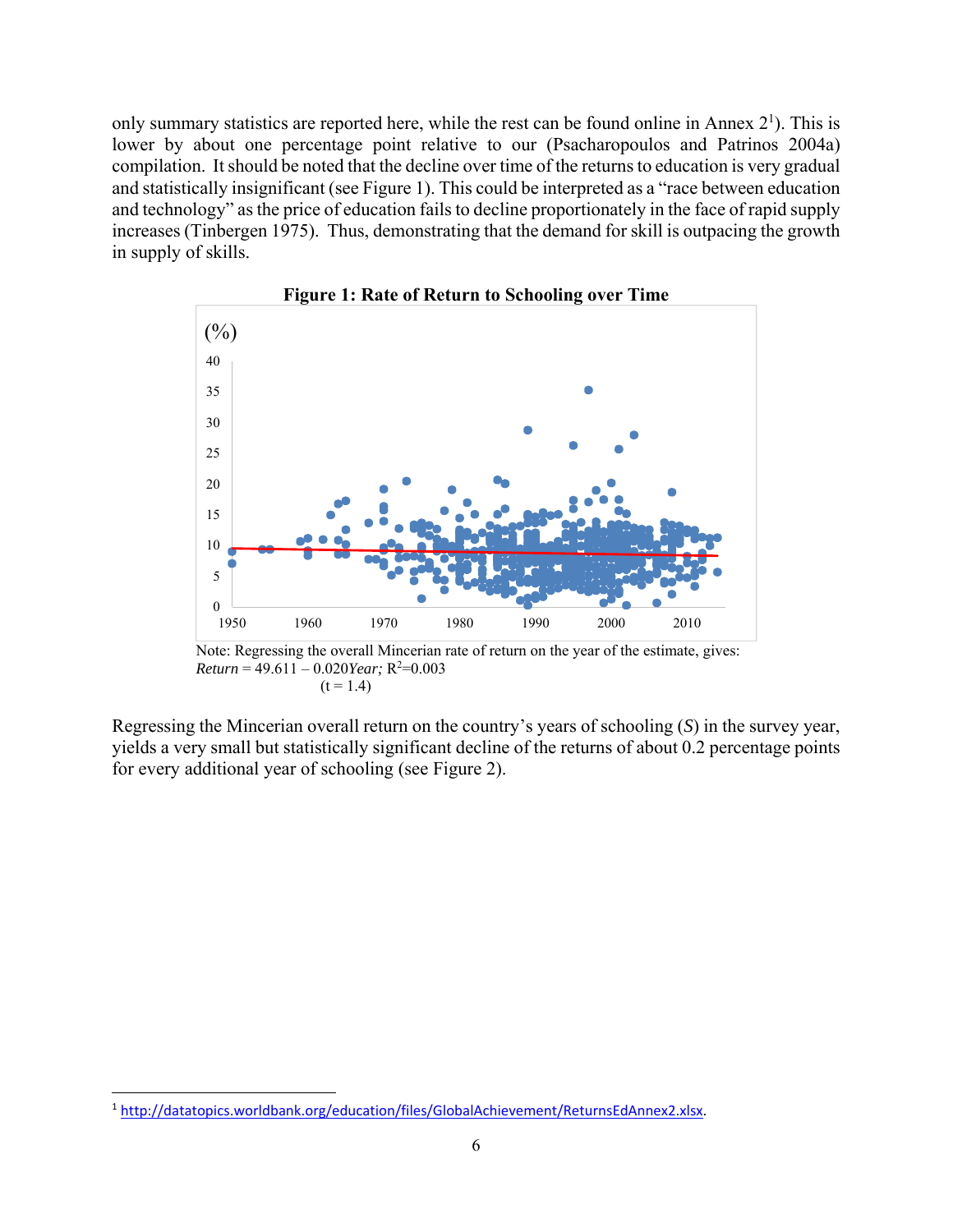only summary statistics are reported here, while the rest can be found online in Annex 2[1]). This is lower by about one percentage point relative to our (Psacharopoulos and Patrinos 2004a) compilation. It should be noted that the decline over time of the returns to education is very gradual and statistically insignificant (see Figure 1). This could be interpreted as a "race between education and technology" as the price of education fails to decline proportionately in the face of rapid supply increases (Tinbergen 1975). Thus, demonstrating that the demand for skill is outpacing the growth in supply of skills.

**Figure 1: Rate of Return to Schooling over Time**

Note: Regressing the overall Mincerian rate of return on the year of the estimate, gives:

$$Return = 49.611 - 0.020 Year; \quad R^2 = 0.003$$
$$(t = 1.4)$$

Regressing the Mincerian overall return on the country's years of schooling (*S*) in the survey year, yields a very small but statistically significant decline of the returns of about 0.2 percentage points for every additional year of schooling (see Figure 2).

[1] http://datatopics.worldbank.org/education/files/GlobalAchievement/ReturnsEdAnnex2.xlsx.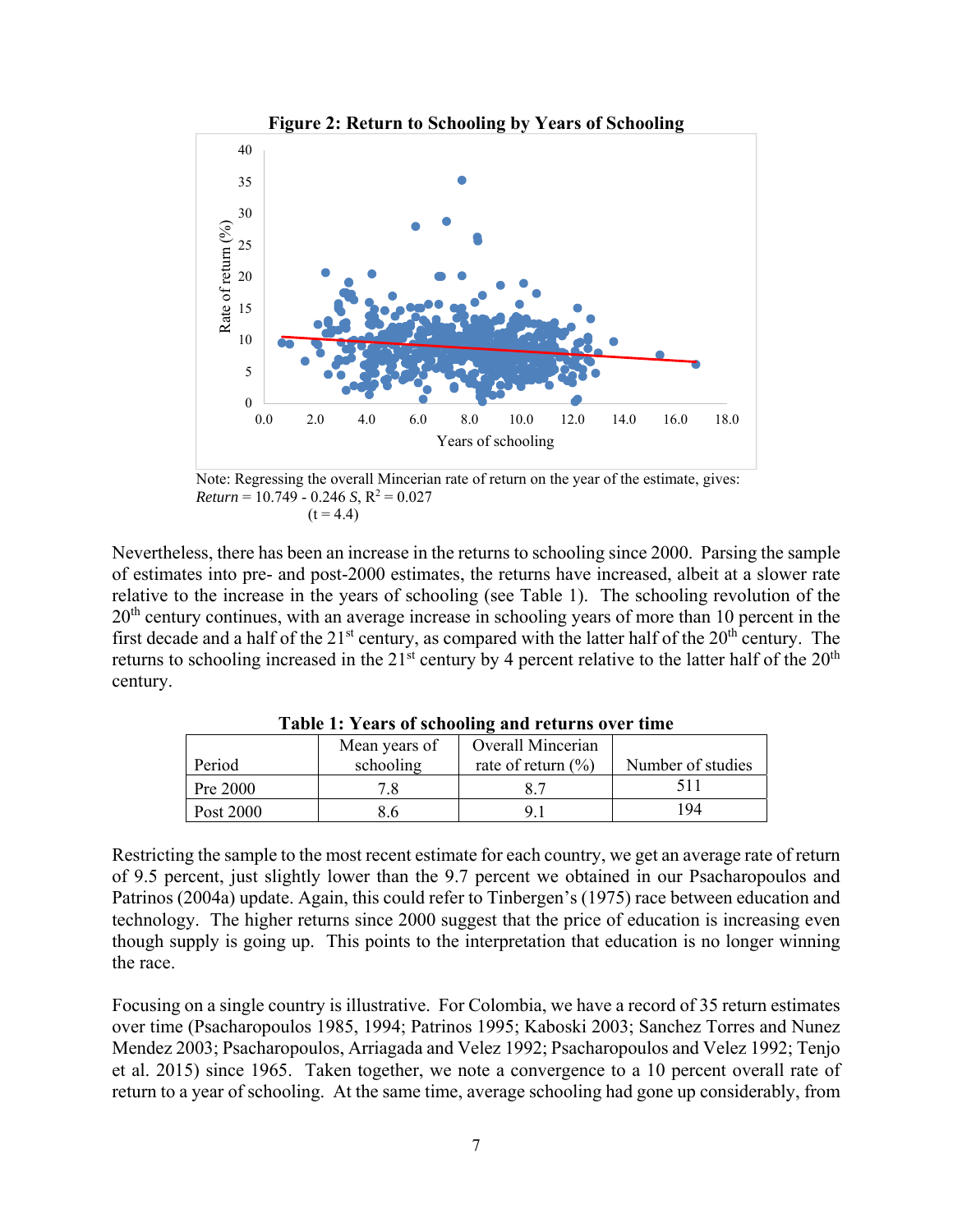**Figure 2: Return to Schooling by Years of Schooling**

Note: Regressing the overall Mincerian rate of return on the year of the estimate, gives: *Return* = 10.749 - 0.246 *S*, $R^2$ = 0.027
(t = 4.4)

Nevertheless, there has been an increase in the returns to schooling since 2000. Parsing the sample of estimates into pre- and post-2000 estimates, the returns have increased, albeit at a slower rate relative to the increase in the years of schooling (see Table 1). The schooling revolution of the 20th century continues, with an average increase in schooling years of more than 10 percent in the first decade and a half of the 21st century, as compared with the latter half of the 20th century. The returns to schooling increased in the 21st century by 4 percent relative to the latter half of the 20th century.

**Table 1: Years of schooling and returns over time**

| Period | Mean years of schooling | Overall Mincerian rate of return (%) | Number of studies |
|---|---|---|---|
| Pre 2000 | 7.8 | 8.7 | 511 |
| Post 2000 | 8.6 | 9.1 | 194 |

Restricting the sample to the most recent estimate for each country, we get an average rate of return of 9.5 percent, just slightly lower than the 9.7 percent we obtained in our Psacharopoulos and Patrinos (2004a) update. Again, this could refer to Tinbergen's (1975) race between education and technology. The higher returns since 2000 suggest that the price of education is increasing even though supply is going up. This points to the interpretation that education is no longer winning the race.

Focusing on a single country is illustrative. For Colombia, we have a record of 35 return estimates over time (Psacharopoulos 1985, 1994; Patrinos 1995; Kaboski 2003; Sanchez Torres and Nunez Mendez 2003; Psacharopoulos, Arriagada and Velez 1992; Psacharopoulos and Velez 1992; Tenjo et al. 2015) since 1965. Taken together, we note a convergence to a 10 percent overall rate of return to a year of schooling. At the same time, average schooling had gone up considerably, from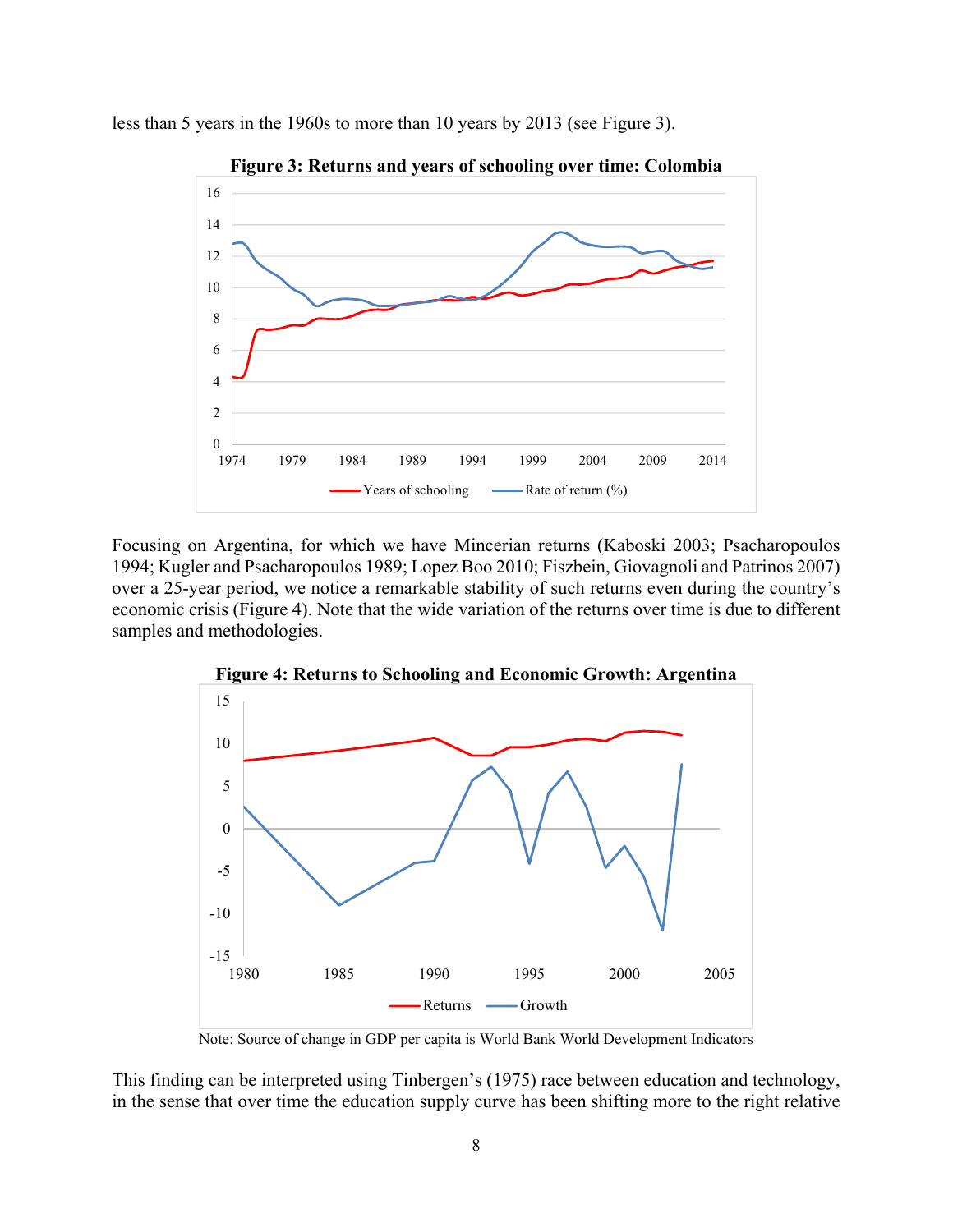less than 5 years in the 1960s to more than 10 years by 2013 (see Figure 3).

**Figure 3: Returns and years of schooling over time: Colombia**

Focusing on Argentina, for which we have Mincerian returns (Kaboski 2003; Psacharopoulos 1994; Kugler and Psacharopoulos 1989; Lopez Boo 2010; Fiszbein, Giovagnoli and Patrinos 2007) over a 25-year period, we notice a remarkable stability of such returns even during the country's economic crisis (Figure 4). Note that the wide variation of the returns over time is due to different samples and methodologies.

**Figure 4: Returns to Schooling and Economic Growth: Argentina**

Note: Source of change in GDP per capita is World Bank World Development Indicators

This finding can be interpreted using Tinbergen's (1975) race between education and technology, in the sense that over time the education supply curve has been shifting more to the right relative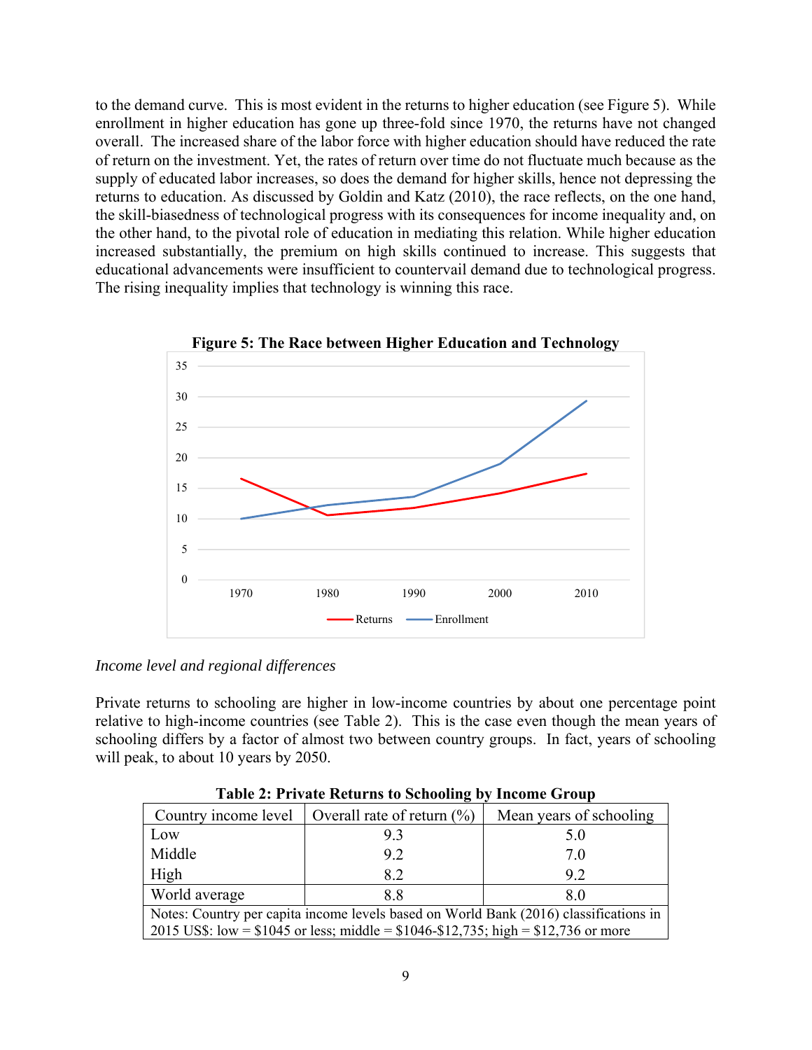to the demand curve. This is most evident in the returns to higher education (see Figure 5). While enrollment in higher education has gone up three-fold since 1970, the returns have not changed overall. The increased share of the labor force with higher education should have reduced the rate of return on the investment. Yet, the rates of return over time do not fluctuate much because as the supply of educated labor increases, so does the demand for higher skills, hence not depressing the returns to education. As discussed by Goldin and Katz (2010), the race reflects, on the one hand, the skill-biasedness of technological progress with its consequences for income inequality and, on the other hand, to the pivotal role of education in mediating this relation. While higher education increased substantially, the premium on high skills continued to increase. This suggests that educational advancements were insufficient to countervail demand due to technological progress. The rising inequality implies that technology is winning this race.

**Figure 5: The Race between Higher Education and Technology**

*Income level and regional differences*

Private returns to schooling are higher in low-income countries by about one percentage point relative to high-income countries (see Table 2). This is the case even though the mean years of schooling differs by a factor of almost two between country groups. In fact, years of schooling will peak, to about 10 years by 2050.

**Table 2: Private Returns to Schooling by Income Group**

| Country income level | Overall rate of return (%) | Mean years of schooling |
|---|---|---|
| Low | 9.3 | 5.0 |
| Middle | 9.2 | 7.0 |
| High | 8.2 | 9.2 |
| World average | 8.8 | 8.0 |

Notes: Country per capita income levels based on World Bank (2016) classifications in 2015 US$: low = $1045 or less; middle = $1046-$12,735; high = $12,736 or more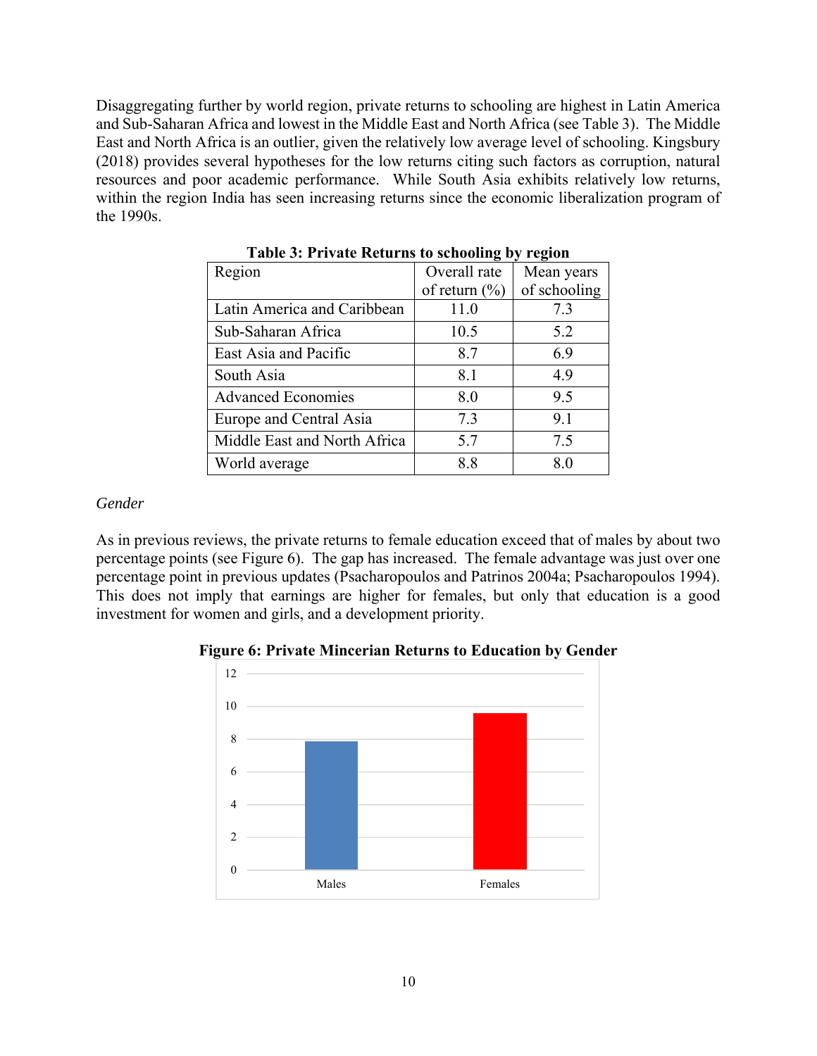Disaggregating further by world region, private returns to schooling are highest in Latin America and Sub-Saharan Africa and lowest in the Middle East and North Africa (see Table 3). The Middle East and North Africa is an outlier, given the relatively low average level of schooling. Kingsbury (2018) provides several hypotheses for the low returns citing such factors as corruption, natural resources and poor academic performance. While South Asia exhibits relatively low returns, within the region India has seen increasing returns since the economic liberalization program of the 1990s.

**Table 3: Private Returns to schooling by region**

| Region | Overall rate of return (%) | Mean years of schooling |
|---|---|---|
| Latin America and Caribbean | 11.0 | 7.3 |
| Sub-Saharan Africa | 10.5 | 5.2 |
| East Asia and Pacific | 8.7 | 6.9 |
| South Asia | 8.1 | 4.9 |
| Advanced Economies | 8.0 | 9.5 |
| Europe and Central Asia | 7.3 | 9.1 |
| Middle East and North Africa | 5.7 | 7.5 |
| World average | 8.8 | 8.0 |

*Gender*

As in previous reviews, the private returns to female education exceed that of males by about two percentage points (see Figure 6). The gap has increased. The female advantage was just over one percentage point in previous updates (Psacharopoulos and Patrinos 2004a; Psacharopoulos 1994). This does not imply that earnings are higher for females, but only that education is a good investment for women and girls, and a development priority.

**Figure 6: Private Mincerian Returns to Education by Gender**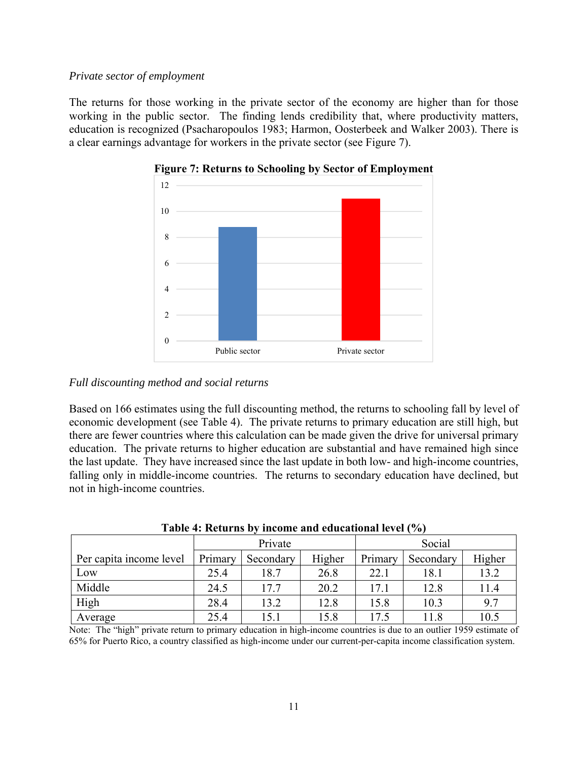*Private sector of employment*

The returns for those working in the private sector of the economy are higher than for those working in the public sector. The finding lends credibility that, where productivity matters, education is recognized (Psacharopoulos 1983; Harmon, Oosterbeek and Walker 2003). There is a clear earnings advantage for workers in the private sector (see Figure 7).

**Figure 7: Returns to Schooling by Sector of Employment**

*Full discounting method and social returns*

Based on 166 estimates using the full discounting method, the returns to schooling fall by level of economic development (see Table 4). The private returns to primary education are still high, but there are fewer countries where this calculation can be made given the drive for universal primary education. The private returns to higher education are substantial and have remained high since the last update. They have increased since the last update in both low- and high-income countries, falling only in middle-income countries. The returns to secondary education have declined, but not in high-income countries.

**Table 4: Returns by income and educational level (%)**

| | Private | | | Social | | |
|---|---|---|---|---|---|---|
| Per capita income level | Primary | Secondary | Higher | Primary | Secondary | Higher |
| Low | 25.4 | 18.7 | 26.8 | 22.1 | 18.1 | 13.2 |
| Middle | 24.5 | 17.7 | 20.2 | 17.1 | 12.8 | 11.4 |
| High | 28.4 | 13.2 | 12.8 | 15.8 | 10.3 | 9.7 |
| Average | 25.4 | 15.1 | 15.8 | 17.5 | 11.8 | 10.5 |

Note: The "high" private return to primary education in high-income countries is due to an outlier 1959 estimate of 65% for Puerto Rico, a country classified as high-income under our current-per-capita income classification system.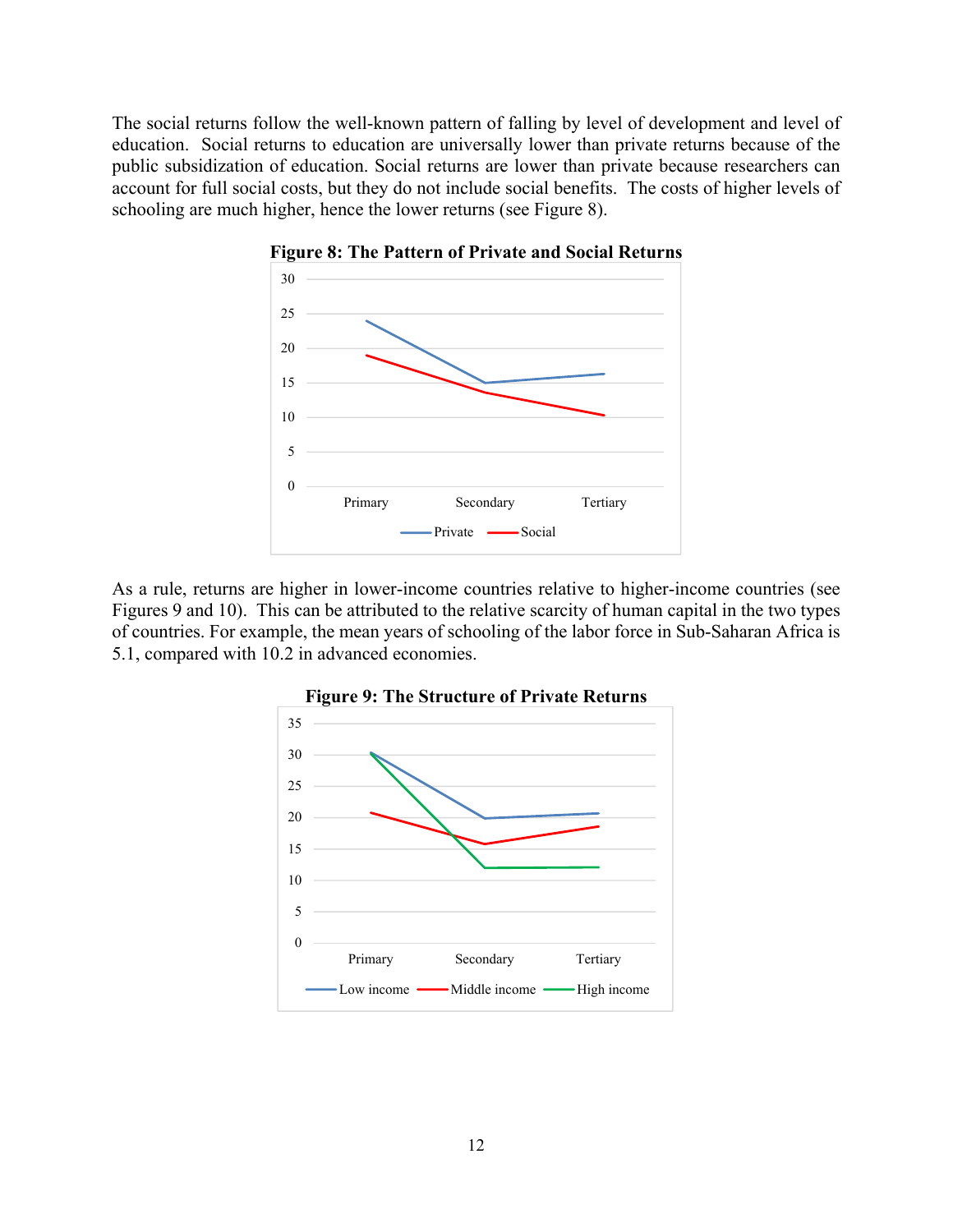The social returns follow the well-known pattern of falling by level of development and level of education. Social returns to education are universally lower than private returns because of the public subsidization of education. Social returns are lower than private because researchers can account for full social costs, but they do not include social benefits. The costs of higher levels of schooling are much higher, hence the lower returns (see Figure 8).

**Figure 8: The Pattern of Private and Social Returns**

As a rule, returns are higher in lower-income countries relative to higher-income countries (see Figures 9 and 10). This can be attributed to the relative scarcity of human capital in the two types of countries. For example, the mean years of schooling of the labor force in Sub-Saharan Africa is 5.1, compared with 10.2 in advanced economies.

**Figure 9: The Structure of Private Returns**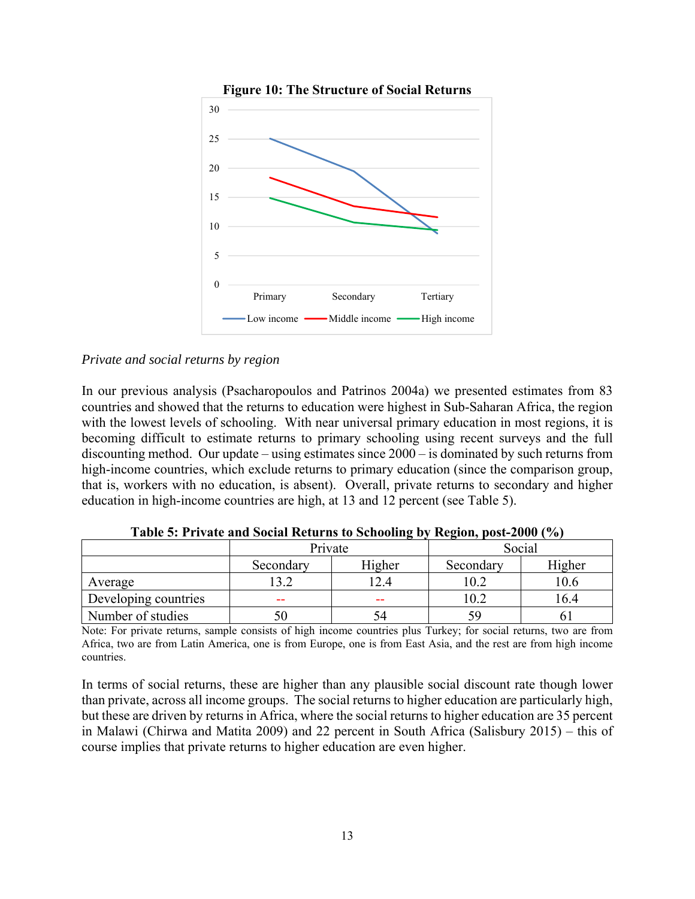**Figure 10: The Structure of Social Returns**

*Private and social returns by region*

In our previous analysis (Psacharopoulos and Patrinos 2004a) we presented estimates from 83 countries and showed that the returns to education were highest in Sub-Saharan Africa, the region with the lowest levels of schooling. With near universal primary education in most regions, it is becoming difficult to estimate returns to primary schooling using recent surveys and the full discounting method. Our update – using estimates since 2000 – is dominated by such returns from high-income countries, which exclude returns to primary education (since the comparison group, that is, workers with no education, is absent). Overall, private returns to secondary and higher education in high-income countries are high, at 13 and 12 percent (see Table 5).

**Table 5: Private and Social Returns to Schooling by Region, post-2000 (%)**

| | Private | | Social | |
|---|---|---|---|---|
| | Secondary | Higher | Secondary | Higher |
| Average | 13.2 | 12.4 | 10.2 | 10.6 |
| Developing countries | -- | -- | 10.2 | 16.4 |
| Number of studies | 50 | 54 | 59 | 61 |

Note: For private returns, sample consists of high income countries plus Turkey; for social returns, two are from Africa, two are from Latin America, one is from Europe, one is from East Asia, and the rest are from high income countries.

In terms of social returns, these are higher than any plausible social discount rate though lower than private, across all income groups. The social returns to higher education are particularly high, but these are driven by returns in Africa, where the social returns to higher education are 35 percent in Malawi (Chirwa and Matita 2009) and 22 percent in South Africa (Salisbury 2015) – this of course implies that private returns to higher education are even higher.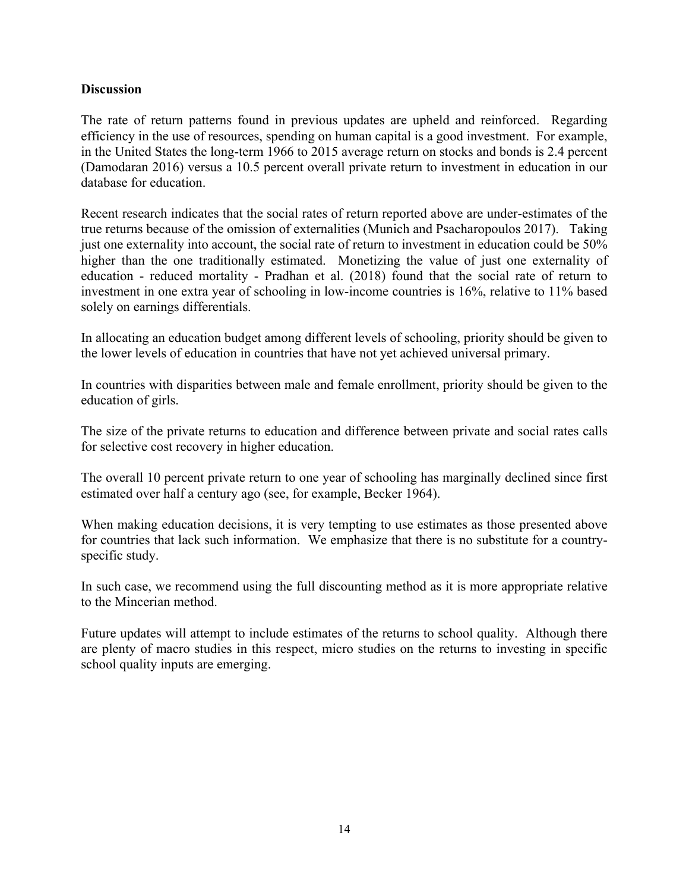## Discussion

The rate of return patterns found in previous updates are upheld and reinforced. Regarding efficiency in the use of resources, spending on human capital is a good investment. For example, in the United States the long-term 1966 to 2015 average return on stocks and bonds is 2.4 percent (Damodaran 2016) versus a 10.5 percent overall private return to investment in education in our database for education.

Recent research indicates that the social rates of return reported above are under-estimates of the true returns because of the omission of externalities (Munich and Psacharopoulos 2017). Taking just one externality into account, the social rate of return to investment in education could be 50% higher than the one traditionally estimated. Monetizing the value of just one externality of education - reduced mortality - Pradhan et al. (2018) found that the social rate of return to investment in one extra year of schooling in low-income countries is 16%, relative to 11% based solely on earnings differentials.

In allocating an education budget among different levels of schooling, priority should be given to the lower levels of education in countries that have not yet achieved universal primary.

In countries with disparities between male and female enrollment, priority should be given to the education of girls.

The size of the private returns to education and difference between private and social rates calls for selective cost recovery in higher education.

The overall 10 percent private return to one year of schooling has marginally declined since first estimated over half a century ago (see, for example, Becker 1964).

When making education decisions, it is very tempting to use estimates as those presented above for countries that lack such information. We emphasize that there is no substitute for a country-specific study.

In such case, we recommend using the full discounting method as it is more appropriate relative to the Mincerian method.

Future updates will attempt to include estimates of the returns to school quality. Although there are plenty of macro studies in this respect, micro studies on the returns to investing in specific school quality inputs are emerging.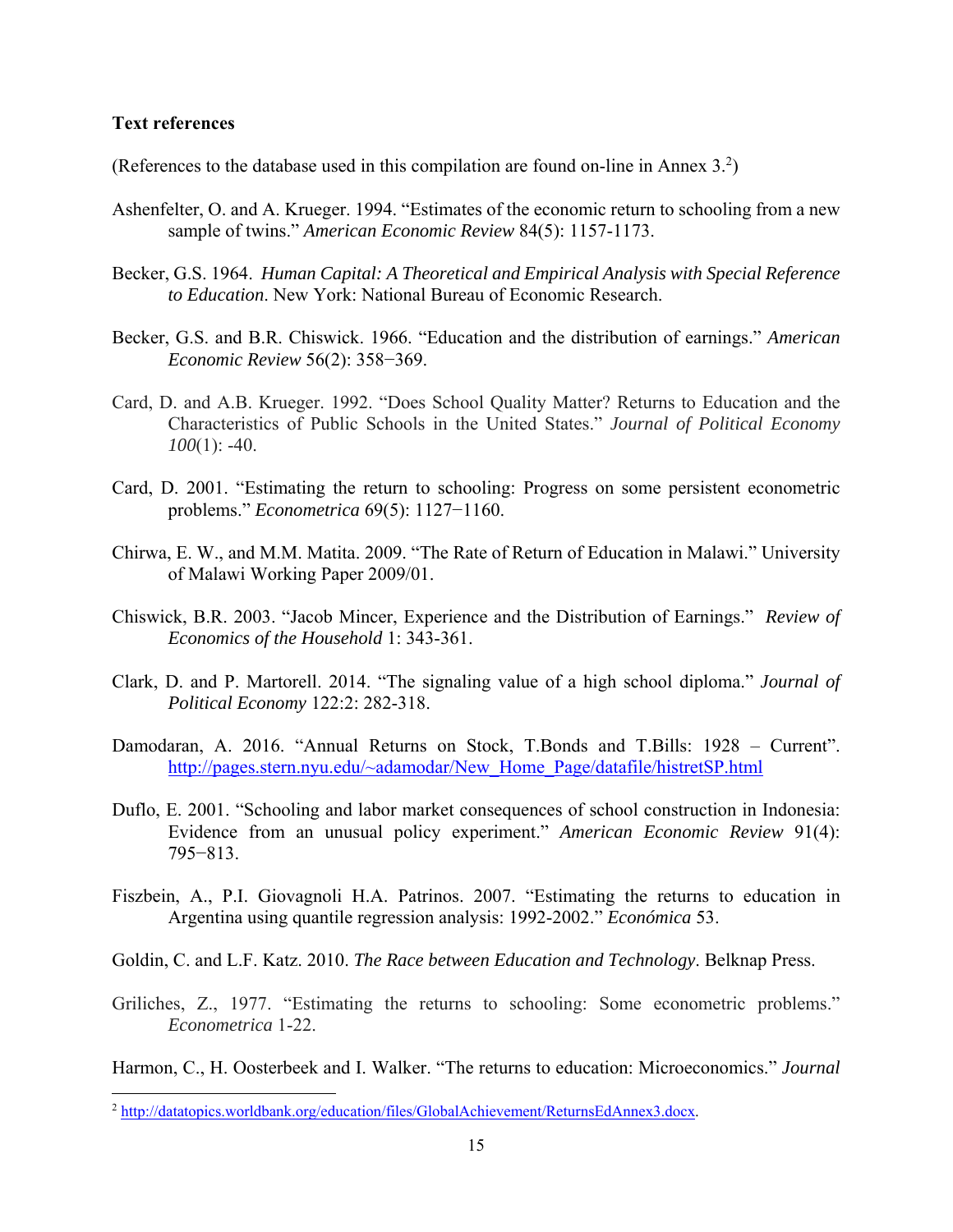**Text references**

(References to the database used in this compilation are found on-line in Annex 3.[2])

Ashenfelter, O. and A. Krueger. 1994. "Estimates of the economic return to schooling from a new sample of twins." *American Economic Review* 84(5): 1157-1173.

Becker, G.S. 1964. *Human Capital: A Theoretical and Empirical Analysis with Special Reference to Education*. New York: National Bureau of Economic Research.

Becker, G.S. and B.R. Chiswick. 1966. "Education and the distribution of earnings." *American Economic Review* 56(2): 358−369.

Card, D. and A.B. Krueger. 1992. "Does School Quality Matter? Returns to Education and the Characteristics of Public Schools in the United States." *Journal of Political Economy 100*(1): -40.

Card, D. 2001. "Estimating the return to schooling: Progress on some persistent econometric problems." *Econometrica* 69(5): 1127−1160.

Chirwa, E. W., and M.M. Matita. 2009. "The Rate of Return of Education in Malawi." University of Malawi Working Paper 2009/01.

Chiswick, B.R. 2003. "Jacob Mincer, Experience and the Distribution of Earnings." *Review of Economics of the Household* 1: 343-361.

Clark, D. and P. Martorell. 2014. "The signaling value of a high school diploma." *Journal of Political Economy* 122:2: 282-318.

Damodaran, A. 2016. "Annual Returns on Stock, T.Bonds and T.Bills: 1928 – Current". http://pages.stern.nyu.edu/~adamodar/New_Home_Page/datafile/histretSP.html

Duflo, E. 2001. "Schooling and labor market consequences of school construction in Indonesia: Evidence from an unusual policy experiment." *American Economic Review* 91(4): 795−813.

Fiszbein, A., P.I. Giovagnoli H.A. Patrinos. 2007. "Estimating the returns to education in Argentina using quantile regression analysis: 1992-2002." *Económica* 53.

Goldin, C. and L.F. Katz. 2010. *The Race between Education and Technology*. Belknap Press.

Griliches, Z., 1977. "Estimating the returns to schooling: Some econometric problems." *Econometrica* 1-22.

Harmon, C., H. Oosterbeek and I. Walker. "The returns to education: Microeconomics." *Journal*

[2] http://datatopics.worldbank.org/education/files/GlobalAchievement/ReturnsEdAnnex3.docx.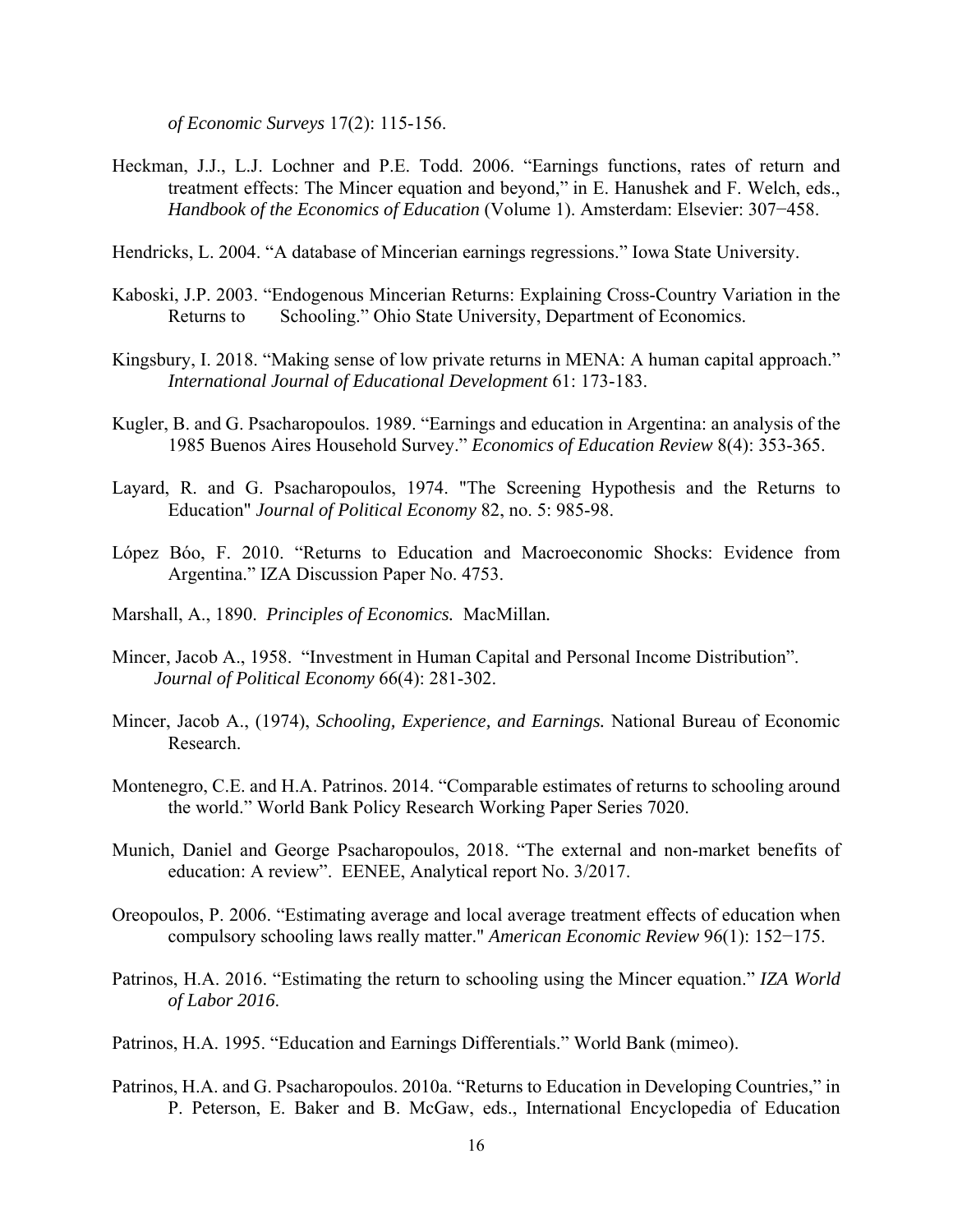*of Economic Surveys* 17(2): 115-156.

Heckman, J.J., L.J. Lochner and P.E. Todd. 2006. "Earnings functions, rates of return and treatment effects: The Mincer equation and beyond," in E. Hanushek and F. Welch, eds., *Handbook of the Economics of Education* (Volume 1). Amsterdam: Elsevier: 307−458.

Hendricks, L. 2004. "A database of Mincerian earnings regressions." Iowa State University.

Kaboski, J.P. 2003. "Endogenous Mincerian Returns: Explaining Cross-Country Variation in the Returns to Schooling." Ohio State University, Department of Economics.

Kingsbury, I. 2018. "Making sense of low private returns in MENA: A human capital approach." *International Journal of Educational Development* 61: 173-183.

Kugler, B. and G. Psacharopoulos. 1989. "Earnings and education in Argentina: an analysis of the 1985 Buenos Aires Household Survey." *Economics of Education Review* 8(4): 353-365.

Layard, R. and G. Psacharopoulos, 1974. "The Screening Hypothesis and the Returns to Education" *Journal of Political Economy* 82, no. 5: 985-98.

López Bóo, F. 2010. "Returns to Education and Macroeconomic Shocks: Evidence from Argentina." IZA Discussion Paper No. 4753.

Marshall, A., 1890. *Principles of Economics.* MacMillan.

Mincer, Jacob A., 1958. "Investment in Human Capital and Personal Income Distribution". *Journal of Political Economy* 66(4): 281-302.

Mincer, Jacob A., (1974), *Schooling, Experience, and Earnings.* National Bureau of Economic Research.

Montenegro, C.E. and H.A. Patrinos. 2014. "Comparable estimates of returns to schooling around the world." World Bank Policy Research Working Paper Series 7020.

Munich, Daniel and George Psacharopoulos, 2018. "The external and non-market benefits of education: A review". EENEE, Analytical report No. 3/2017.

Oreopoulos, P. 2006. "Estimating average and local average treatment effects of education when compulsory schooling laws really matter." *American Economic Review* 96(1): 152−175.

Patrinos, H.A. 2016. "Estimating the return to schooling using the Mincer equation." *IZA World of Labor 2016*.

Patrinos, H.A. 1995. "Education and Earnings Differentials." World Bank (mimeo).

Patrinos, H.A. and G. Psacharopoulos. 2010a. "Returns to Education in Developing Countries," in P. Peterson, E. Baker and B. McGaw, eds., International Encyclopedia of Education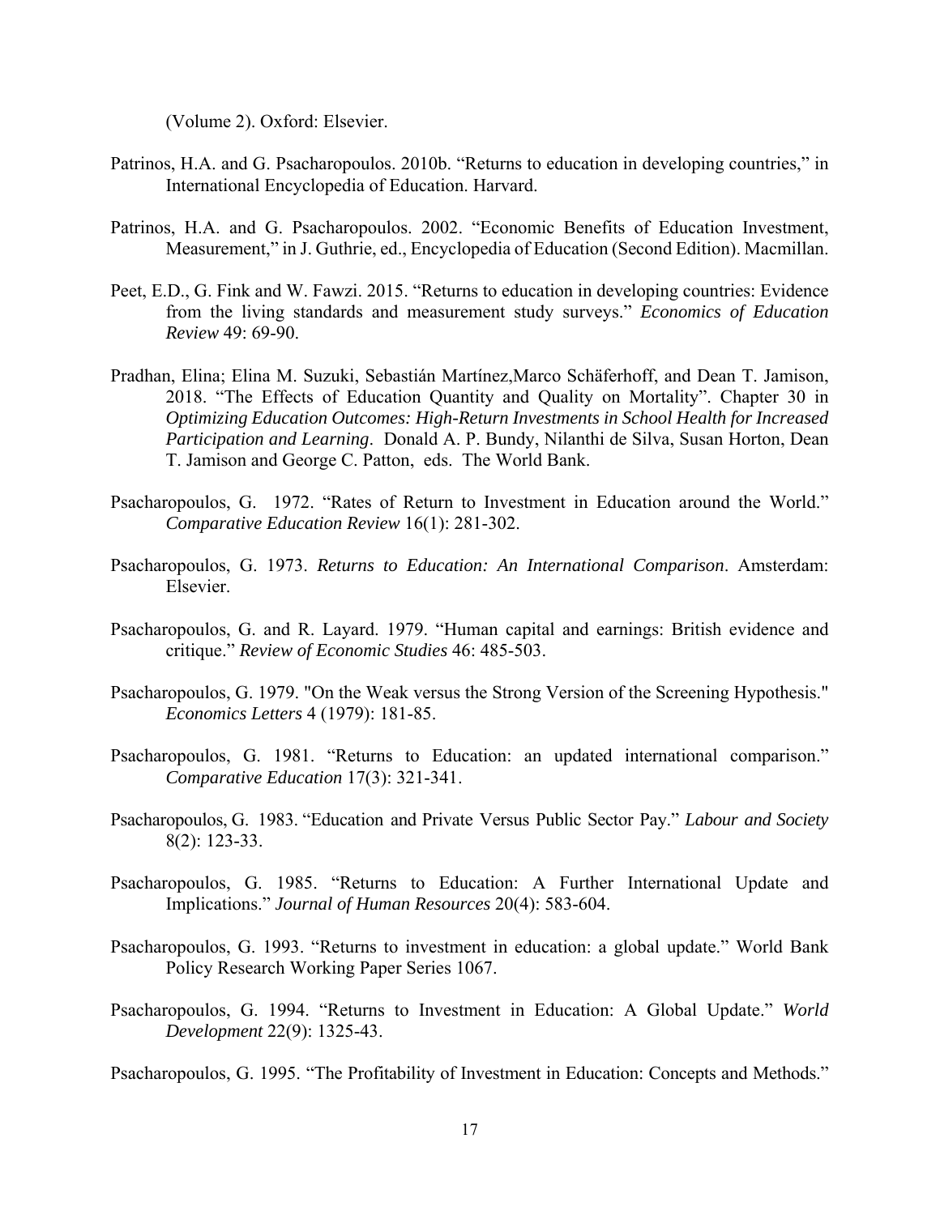(Volume 2). Oxford: Elsevier.

Patrinos, H.A. and G. Psacharopoulos. 2010b. "Returns to education in developing countries," in International Encyclopedia of Education. Harvard.

Patrinos, H.A. and G. Psacharopoulos. 2002. "Economic Benefits of Education Investment, Measurement," in J. Guthrie, ed., Encyclopedia of Education (Second Edition). Macmillan.

Peet, E.D., G. Fink and W. Fawzi. 2015. "Returns to education in developing countries: Evidence from the living standards and measurement study surveys." *Economics of Education Review* 49: 69-90.

Pradhan, Elina; Elina M. Suzuki, Sebastián Martínez,Marco Schäferhoff, and Dean T. Jamison, 2018. "The Effects of Education Quantity and Quality on Mortality". Chapter 30 in *Optimizing Education Outcomes: High-Return Investments in School Health for Increased Participation and Learning*. Donald A. P. Bundy, Nilanthi de Silva, Susan Horton, Dean T. Jamison and George C. Patton, eds. The World Bank.

Psacharopoulos, G. 1972. "Rates of Return to Investment in Education around the World." *Comparative Education Review* 16(1): 281-302.

Psacharopoulos, G. 1973. *Returns to Education: An International Comparison*. Amsterdam: Elsevier.

Psacharopoulos, G. and R. Layard. 1979. "Human capital and earnings: British evidence and critique." *Review of Economic Studies* 46: 485-503.

Psacharopoulos, G. 1979. "On the Weak versus the Strong Version of the Screening Hypothesis." *Economics Letters* 4 (1979): 181-85.

Psacharopoulos, G. 1981. "Returns to Education: an updated international comparison." *Comparative Education* 17(3): 321-341.

Psacharopoulos, G. 1983. "Education and Private Versus Public Sector Pay." *Labour and Society* 8(2): 123-33.

Psacharopoulos, G. 1985. "Returns to Education: A Further International Update and Implications." *Journal of Human Resources* 20(4): 583-604.

Psacharopoulos, G. 1993. "Returns to investment in education: a global update." World Bank Policy Research Working Paper Series 1067.

Psacharopoulos, G. 1994. "Returns to Investment in Education: A Global Update." *World Development* 22(9): 1325-43.

Psacharopoulos, G. 1995. "The Profitability of Investment in Education: Concepts and Methods."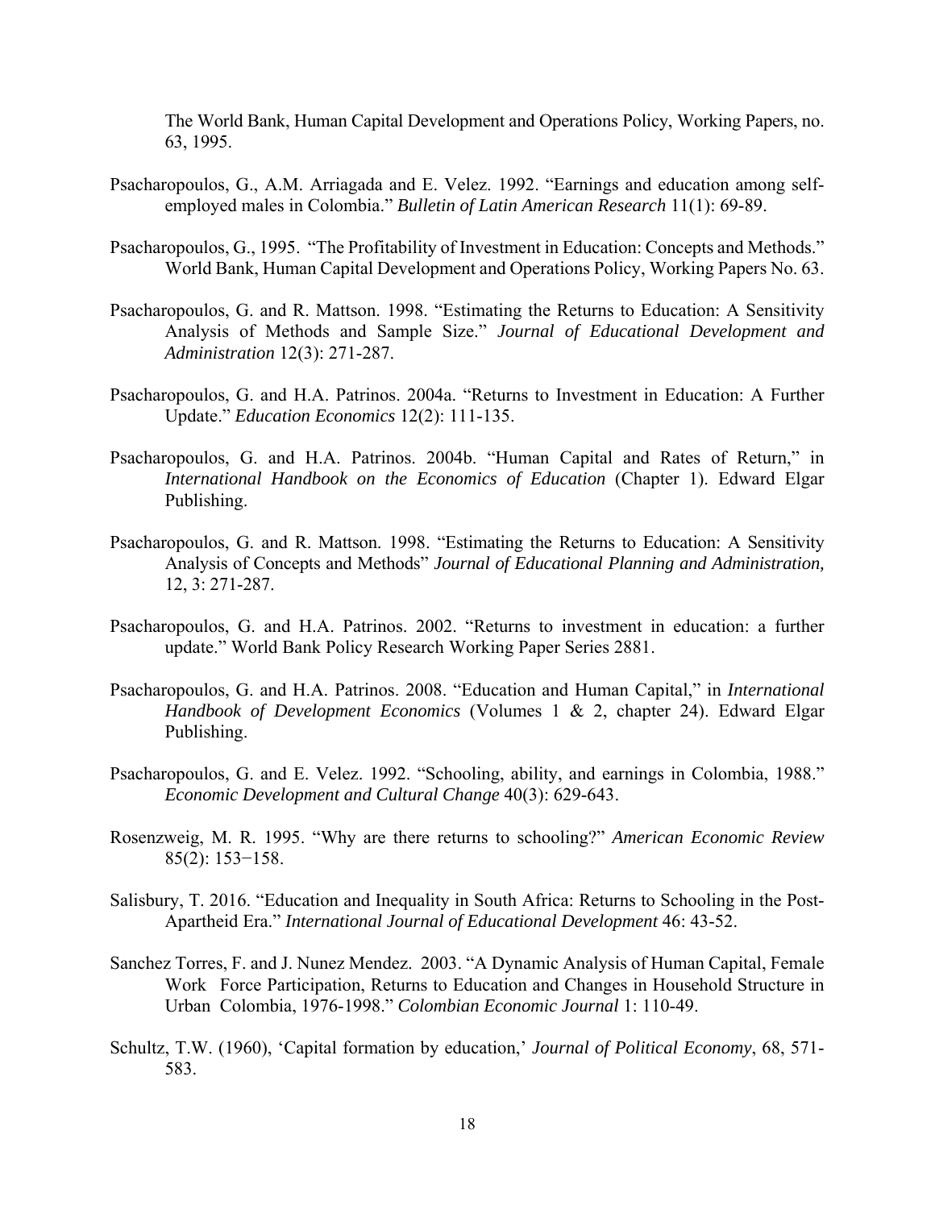The World Bank, Human Capital Development and Operations Policy, Working Papers, no. 63, 1995.

Psacharopoulos, G., A.M. Arriagada and E. Velez. 1992. "Earnings and education among self-employed males in Colombia." *Bulletin of Latin American Research* 11(1): 69-89.

Psacharopoulos, G., 1995. "The Profitability of Investment in Education: Concepts and Methods." World Bank, Human Capital Development and Operations Policy, Working Papers No. 63.

Psacharopoulos, G. and R. Mattson. 1998. "Estimating the Returns to Education: A Sensitivity Analysis of Methods and Sample Size." *Journal of Educational Development and Administration* 12(3): 271-287.

Psacharopoulos, G. and H.A. Patrinos. 2004a. "Returns to Investment in Education: A Further Update." *Education Economics* 12(2): 111-135.

Psacharopoulos, G. and H.A. Patrinos. 2004b. "Human Capital and Rates of Return," in *International Handbook on the Economics of Education* (Chapter 1). Edward Elgar Publishing.

Psacharopoulos, G. and R. Mattson. 1998. "Estimating the Returns to Education: A Sensitivity Analysis of Concepts and Methods" *Journal of Educational Planning and Administration,* 12, 3: 271-287.

Psacharopoulos, G. and H.A. Patrinos. 2002. "Returns to investment in education: a further update." World Bank Policy Research Working Paper Series 2881.

Psacharopoulos, G. and H.A. Patrinos. 2008. "Education and Human Capital," in *International Handbook of Development Economics* (Volumes 1 & 2, chapter 24). Edward Elgar Publishing.

Psacharopoulos, G. and E. Velez. 1992. "Schooling, ability, and earnings in Colombia, 1988." *Economic Development and Cultural Change* 40(3): 629-643.

Rosenzweig, M. R. 1995. "Why are there returns to schooling?" *American Economic Review* 85(2): 153−158.

Salisbury, T. 2016. "Education and Inequality in South Africa: Returns to Schooling in the Post-Apartheid Era." *International Journal of Educational Development* 46: 43-52.

Sanchez Torres, F. and J. Nunez Mendez. 2003. "A Dynamic Analysis of Human Capital, Female Work Force Participation, Returns to Education and Changes in Household Structure in Urban Colombia, 1976-1998." *Colombian Economic Journal* 1: 110-49.

Schultz, T.W. (1960), 'Capital formation by education,' *Journal of Political Economy*, 68, 571-583.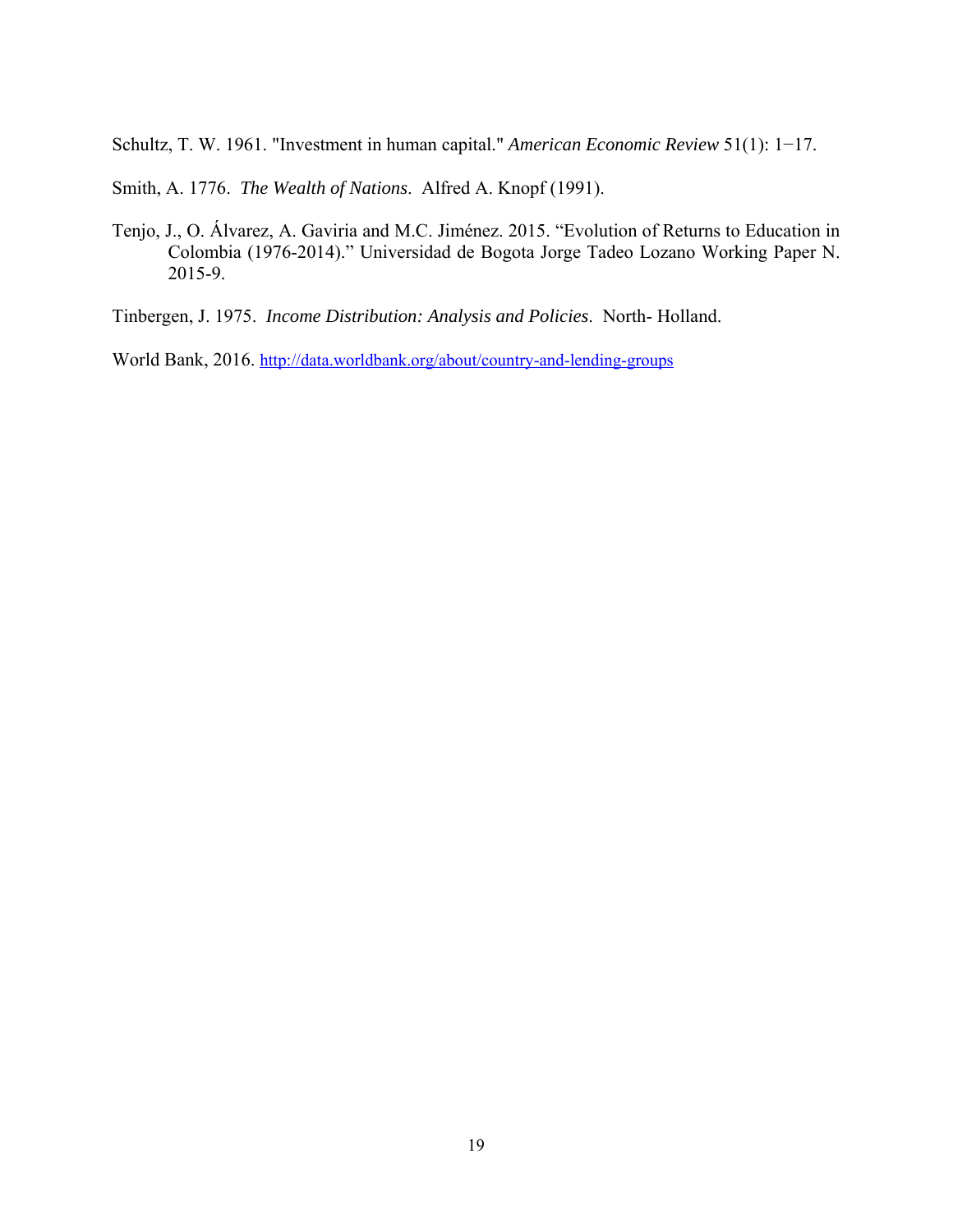Schultz, T. W. 1961. "Investment in human capital." *American Economic Review* 51(1): 1−17.

Smith, A. 1776. *The Wealth of Nations*. Alfred A. Knopf (1991).

Tenjo, J., O. Álvarez, A. Gaviria and M.C. Jiménez. 2015. "Evolution of Returns to Education in Colombia (1976-2014)." Universidad de Bogota Jorge Tadeo Lozano Working Paper N. 2015-9.

Tinbergen, J. 1975. *Income Distribution: Analysis and Policies*. North- Holland.

World Bank, 2016. http://data.worldbank.org/about/country-and-lending-groups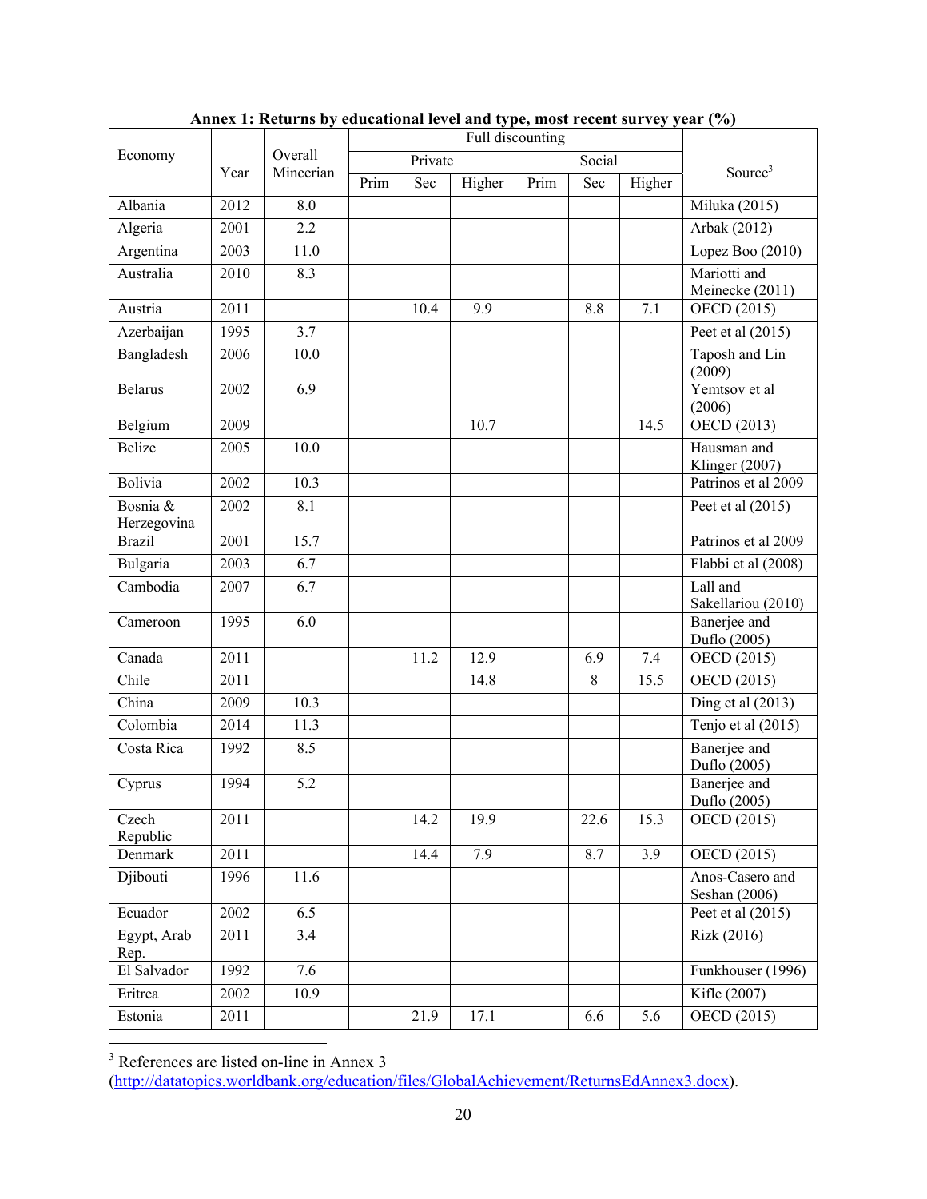**Annex 1: Returns by educational level and type, most recent survey year (%)**

| Economy | Year | Overall Mincerian | Full discounting | | | | | | Source[3] |
|---|---|---|---|---|---|---|---|---|---|
| | | | Private | | | Social | | | |
| | | | Prim | Sec | Higher | Prim | Sec | Higher | |
| Albania | 2012 | 8.0 | | | | | | | Miluka (2015) |
| Algeria | 2001 | 2.2 | | | | | | | Arbak (2012) |
| Argentina | 2003 | 11.0 | | | | | | | Lopez Boo (2010) |
| Australia | 2010 | 8.3 | | | | | | | Mariotti and Meinecke (2011) |
| Austria | 2011 | | | 10.4 | 9.9 | | 8.8 | 7.1 | OECD (2015) |
| Azerbaijan | 1995 | 3.7 | | | | | | | Peet et al (2015) |
| Bangladesh | 2006 | 10.0 | | | | | | | Taposh and Lin (2009) |
| Belarus | 2002 | 6.9 | | | | | | | Yemtsov et al (2006) |
| Belgium | 2009 | | | | 10.7 | | | 14.5 | OECD (2013) |
| Belize | 2005 | 10.0 | | | | | | | Hausman and Klinger (2007) |
| Bolivia | 2002 | 10.3 | | | | | | | Patrinos et al 2009 |
| Bosnia & Herzegovina | 2002 | 8.1 | | | | | | | Peet et al (2015) |
| Brazil | 2001 | 15.7 | | | | | | | Patrinos et al 2009 |
| Bulgaria | 2003 | 6.7 | | | | | | | Flabbi et al (2008) |
| Cambodia | 2007 | 6.7 | | | | | | | Lall and Sakellariou (2010) |
| Cameroon | 1995 | 6.0 | | | | | | | Banerjee and Duflo (2005) |
| Canada | 2011 | | | 11.2 | 12.9 | | 6.9 | 7.4 | OECD (2015) |
| Chile | 2011 | | | | 14.8 | | 8 | 15.5 | OECD (2015) |
| China | 2009 | 10.3 | | | | | | | Ding et al (2013) |
| Colombia | 2014 | 11.3 | | | | | | | Tenjo et al (2015) |
| Costa Rica | 1992 | 8.5 | | | | | | | Banerjee and Duflo (2005) |
| Cyprus | 1994 | 5.2 | | | | | | | Banerjee and Duflo (2005) |
| Czech Republic | 2011 | | | 14.2 | 19.9 | | 22.6 | 15.3 | OECD (2015) |
| Denmark | 2011 | | | 14.4 | 7.9 | | 8.7 | 3.9 | OECD (2015) |
| Djibouti | 1996 | 11.6 | | | | | | | Anos-Casero and Seshan (2006) |
| Ecuador | 2002 | 6.5 | | | | | | | Peet et al (2015) |
| Egypt, Arab Rep. | 2011 | 3.4 | | | | | | | Rizk (2016) |
| El Salvador | 1992 | 7.6 | | | | | | | Funkhouser (1996) |
| Eritrea | 2002 | 10.9 | | | | | | | Kifle (2007) |
| Estonia | 2011 | | | 21.9 | 17.1 | | 6.6 | 5.6 | OECD (2015) |

[3] References are listed on-line in Annex 3 (http://datatopics.worldbank.org/education/files/GlobalAchievement/ReturnsEdAnnex3.docx).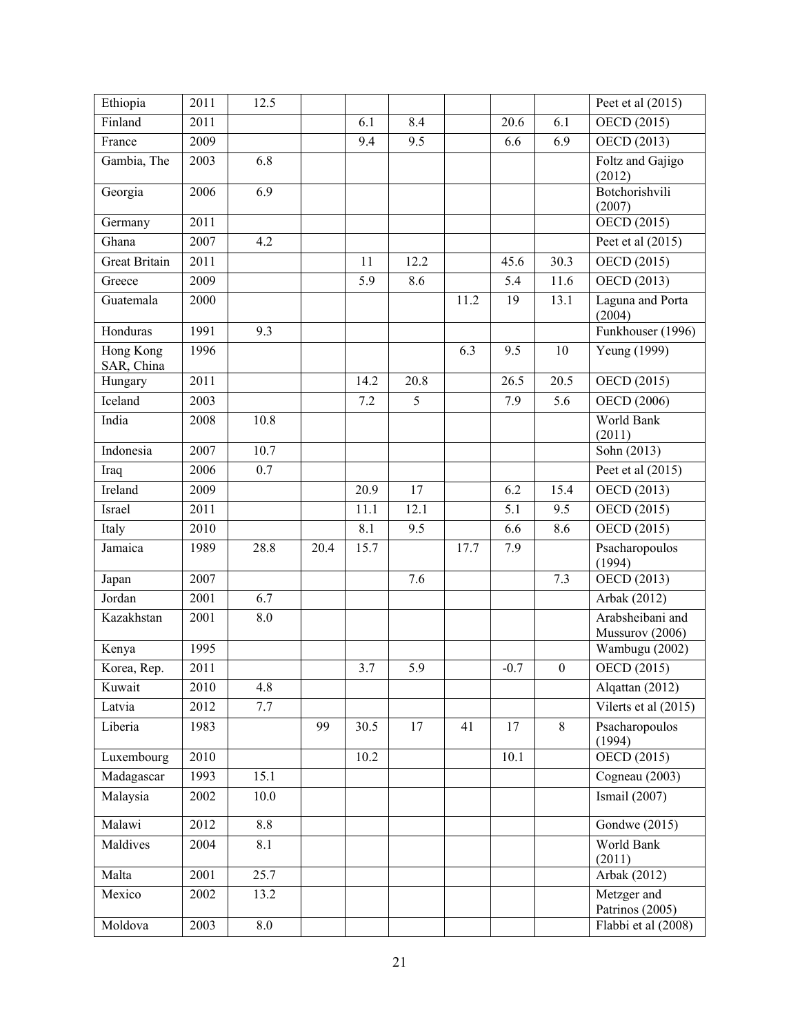| | | | | | | | | | |
|---|---|---|---|---|---|---|---|---|---|
| Ethiopia | 2011 | 12.5 | | | | | | | Peet et al (2015) |
| Finland | 2011 | | | 6.1 | 8.4 | | 20.6 | 6.1 | OECD (2015) |
| France | 2009 | | | 9.4 | 9.5 | | 6.6 | 6.9 | OECD (2013) |
| Gambia, The | 2003 | 6.8 | | | | | | | Foltz and Gajigo (2012) |
| Georgia | 2006 | 6.9 | | | | | | | Botchorishvili (2007) |
| Germany | 2011 | | | | | | | | OECD (2015) |
| Ghana | 2007 | 4.2 | | | | | | | Peet et al (2015) |
| Great Britain | 2011 | | | 11 | 12.2 | | 45.6 | 30.3 | OECD (2015) |
| Greece | 2009 | | | 5.9 | 8.6 | | 5.4 | 11.6 | OECD (2013) |
| Guatemala | 2000 | | | | | 11.2 | 19 | 13.1 | Laguna and Porta (2004) |
| Honduras | 1991 | 9.3 | | | | | | | Funkhouser (1996) |
| Hong Kong SAR, China | 1996 | | | | | 6.3 | 9.5 | 10 | Yeung (1999) |
| Hungary | 2011 | | | 14.2 | 20.8 | | 26.5 | 20.5 | OECD (2015) |
| Iceland | 2003 | | | 7.2 | 5 | | 7.9 | 5.6 | OECD (2006) |
| India | 2008 | 10.8 | | | | | | | World Bank (2011) |
| Indonesia | 2007 | 10.7 | | | | | | | Sohn (2013) |
| Iraq | 2006 | 0.7 | | | | | | | Peet et al (2015) |
| Ireland | 2009 | | | 20.9 | 17 | | 6.2 | 15.4 | OECD (2013) |
| Israel | 2011 | | | 11.1 | 12.1 | | 5.1 | 9.5 | OECD (2015) |
| Italy | 2010 | | | 8.1 | 9.5 | | 6.6 | 8.6 | OECD (2015) |
| Jamaica | 1989 | 28.8 | 20.4 | 15.7 | | 17.7 | 7.9 | | Psacharopoulos (1994) |
| Japan | 2007 | | | | 7.6 | | | 7.3 | OECD (2013) |
| Jordan | 2001 | 6.7 | | | | | | | Arbak (2012) |
| Kazakhstan | 2001 | 8.0 | | | | | | | Arabsheibani and Mussurov (2006) |
| Kenya | 1995 | | | | | | | | Wambugu (2002) |
| Korea, Rep. | 2011 | | | 3.7 | 5.9 | | -0.7 | 0 | OECD (2015) |
| Kuwait | 2010 | 4.8 | | | | | | | Alqattan (2012) |
| Latvia | 2012 | 7.7 | | | | | | | Vilerts et al (2015) |
| Liberia | 1983 | | 99 | 30.5 | 17 | 41 | 17 | 8 | Psacharopoulos (1994) |
| Luxembourg | 2010 | | | 10.2 | | | 10.1 | | OECD (2015) |
| Madagascar | 1993 | 15.1 | | | | | | | Cogneau (2003) |
| Malaysia | 2002 | 10.0 | | | | | | | Ismail (2007) |
| Malawi | 2012 | 8.8 | | | | | | | Gondwe (2015) |
| Maldives | 2004 | 8.1 | | | | | | | World Bank (2011) |
| Malta | 2001 | 25.7 | | | | | | | Arbak (2012) |
| Mexico | 2002 | 13.2 | | | | | | | Metzger and Patrinos (2005) |
| Moldova | 2003 | 8.0 | | | | | | | Flabbi et al (2008) |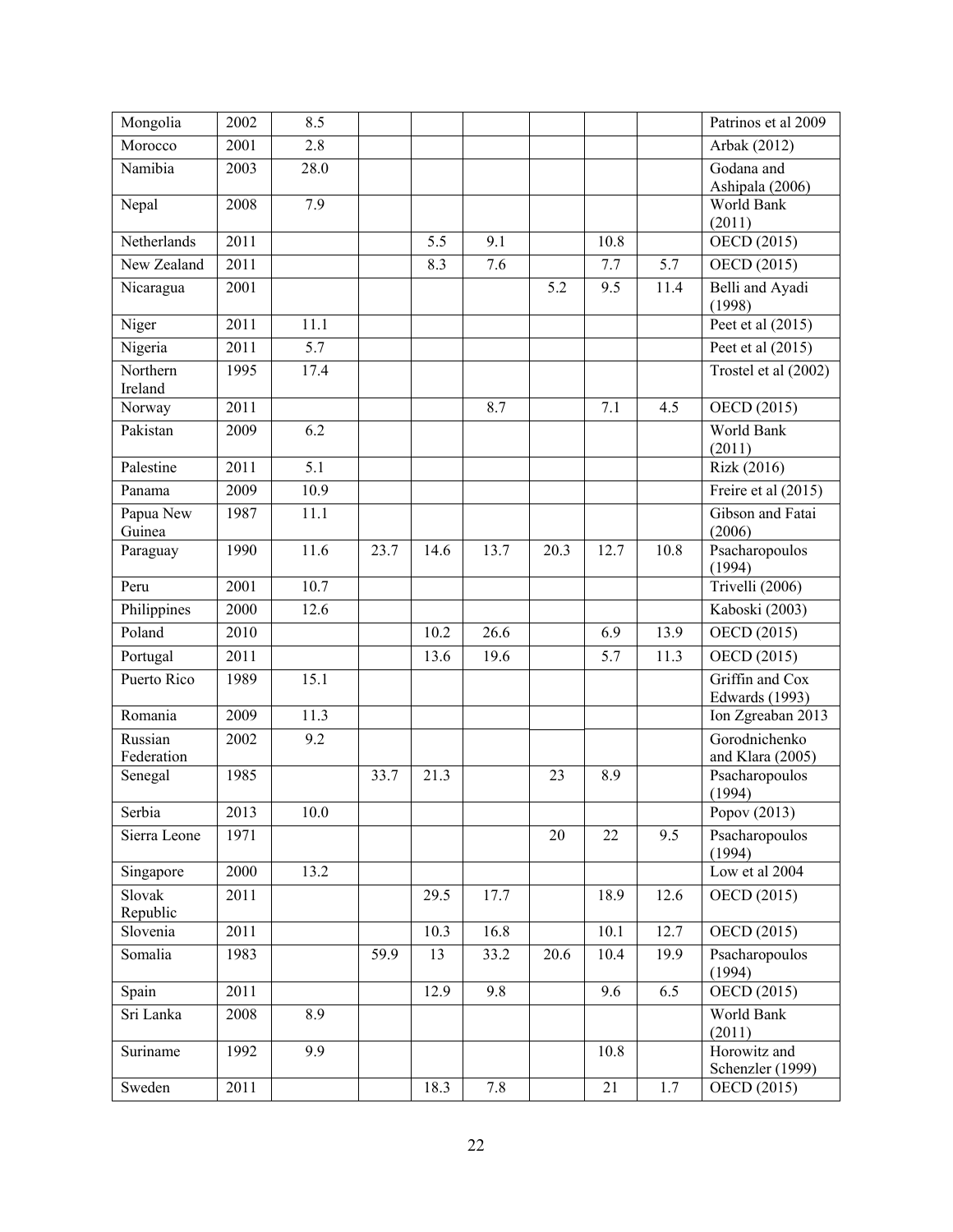| | | | | | | | | | |
|---|---|---|---|---|---|---|---|---|---|
| Mongolia | 2002 | 8.5 | | | | | | | Patrinos et al 2009 |
| Morocco | 2001 | 2.8 | | | | | | | Arbak (2012) |
| Namibia | 2003 | 28.0 | | | | | | | Godana and Ashipala (2006) |
| Nepal | 2008 | 7.9 | | | | | | | World Bank (2011) |
| Netherlands | 2011 | | | 5.5 | 9.1 | | 10.8 | | OECD (2015) |
| New Zealand | 2011 | | | 8.3 | 7.6 | | 7.7 | 5.7 | OECD (2015) |
| Nicaragua | 2001 | | | | | 5.2 | 9.5 | 11.4 | Belli and Ayadi (1998) |
| Niger | 2011 | 11.1 | | | | | | | Peet et al (2015) |
| Nigeria | 2011 | 5.7 | | | | | | | Peet et al (2015) |
| Northern Ireland | 1995 | 17.4 | | | | | | | Trostel et al (2002) |
| Norway | 2011 | | | | 8.7 | | 7.1 | 4.5 | OECD (2015) |
| Pakistan | 2009 | 6.2 | | | | | | | World Bank (2011) |
| Palestine | 2011 | 5.1 | | | | | | | Rizk (2016) |
| Panama | 2009 | 10.9 | | | | | | | Freire et al (2015) |
| Papua New Guinea | 1987 | 11.1 | | | | | | | Gibson and Fatai (2006) |
| Paraguay | 1990 | 11.6 | 23.7 | 14.6 | 13.7 | 20.3 | 12.7 | 10.8 | Psacharopoulos (1994) |
| Peru | 2001 | 10.7 | | | | | | | Trivelli (2006) |
| Philippines | 2000 | 12.6 | | | | | | | Kaboski (2003) |
| Poland | 2010 | | | 10.2 | 26.6 | | 6.9 | 13.9 | OECD (2015) |
| Portugal | 2011 | | | 13.6 | 19.6 | | 5.7 | 11.3 | OECD (2015) |
| Puerto Rico | 1989 | 15.1 | | | | | | | Griffin and Cox Edwards (1993) |
| Romania | 2009 | 11.3 | | | | | | | Ion Zgreaban 2013 |
| Russian Federation | 2002 | 9.2 | | | | | | | Gorodnichenko and Klara (2005) |
| Senegal | 1985 | | 33.7 | 21.3 | | 23 | 8.9 | | Psacharopoulos (1994) |
| Serbia | 2013 | 10.0 | | | | | | | Popov (2013) |
| Sierra Leone | 1971 | | | | | 20 | 22 | 9.5 | Psacharopoulos (1994) |
| Singapore | 2000 | 13.2 | | | | | | | Low et al 2004 |
| Slovak Republic | 2011 | | | 29.5 | 17.7 | | 18.9 | 12.6 | OECD (2015) |
| Slovenia | 2011 | | | 10.3 | 16.8 | | 10.1 | 12.7 | OECD (2015) |
| Somalia | 1983 | | 59.9 | 13 | 33.2 | 20.6 | 10.4 | 19.9 | Psacharopoulos (1994) |
| Spain | 2011 | | | 12.9 | 9.8 | | 9.6 | 6.5 | OECD (2015) |
| Sri Lanka | 2008 | 8.9 | | | | | | | World Bank (2011) |
| Suriname | 1992 | 9.9 | | | | | 10.8 | | Horowitz and Schenzler (1999) |
| Sweden | 2011 | | | 18.3 | 7.8 | | 21 | 1.7 | OECD (2015) |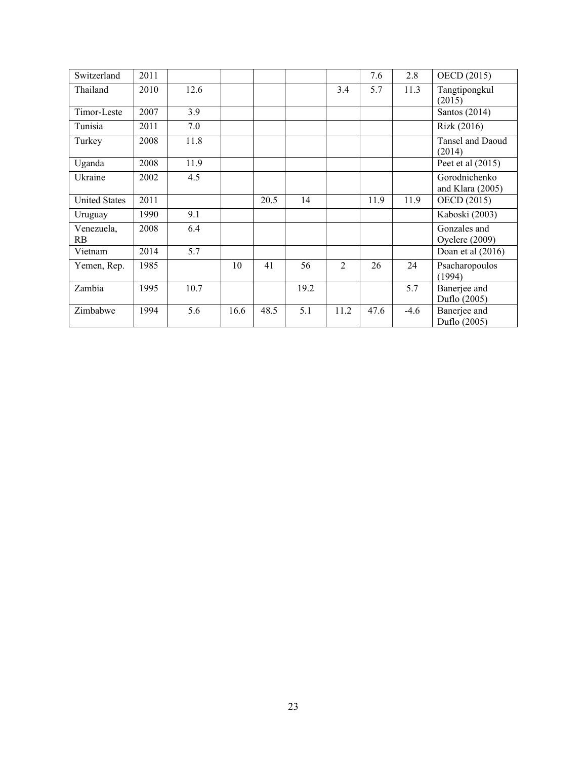| | | | | | | | | | |
|---|---|---|---|---|---|---|---|---|---|
| Switzerland | 2011 | | | | | | 7.6 | 2.8 | OECD (2015) |
| Thailand | 2010 | 12.6 | | | | 3.4 | 5.7 | 11.3 | Tangtipongkul (2015) |
| Timor-Leste | 2007 | 3.9 | | | | | | | Santos (2014) |
| Tunisia | 2011 | 7.0 | | | | | | | Rizk (2016) |
| Turkey | 2008 | 11.8 | | | | | | | Tansel and Daoud (2014) |
| Uganda | 2008 | 11.9 | | | | | | | Peet et al (2015) |
| Ukraine | 2002 | 4.5 | | | | | | | Gorodnichenko and Klara (2005) |
| United States | 2011 | | | 20.5 | 14 | | 11.9 | 11.9 | OECD (2015) |
| Uruguay | 1990 | 9.1 | | | | | | | Kaboski (2003) |
| Venezuela, RB | 2008 | 6.4 | | | | | | | Gonzales and Oyelere (2009) |
| Vietnam | 2014 | 5.7 | | | | | | | Doan et al (2016) |
| Yemen, Rep. | 1985 | | 10 | 41 | 56 | 2 | 26 | 24 | Psacharopoulos (1994) |
| Zambia | 1995 | 10.7 | | | 19.2 | | | 5.7 | Banerjee and Duflo (2005) |
| Zimbabwe | 1994 | 5.6 | 16.6 | 48.5 | 5.1 | 11.2 | 47.6 | -4.6 | Banerjee and Duflo (2005) |